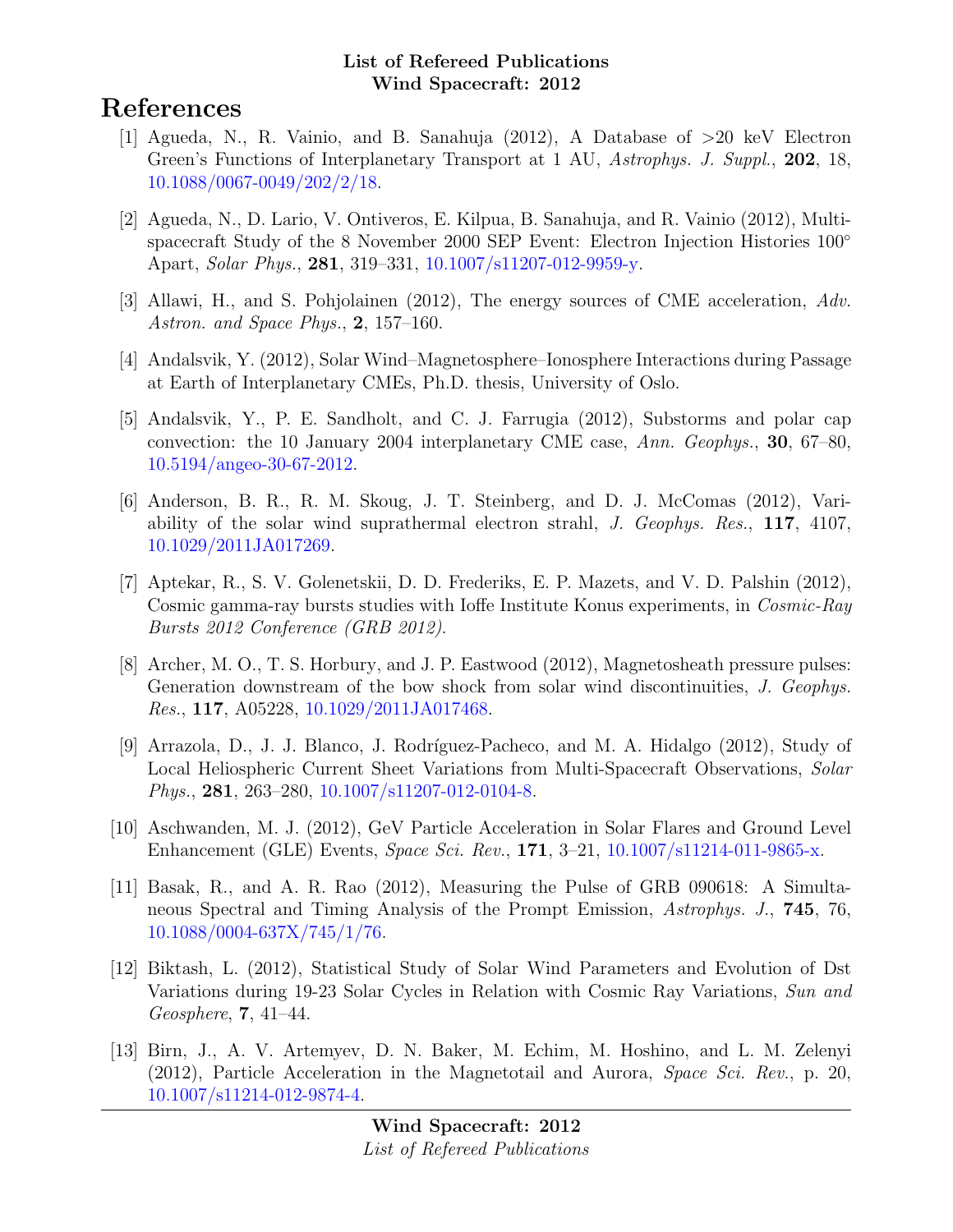**List of Refereed Publications**
**Wind Spacecraft: 2012**

# References

[1] Agueda, N., R. Vainio, and B. Sanahuja (2012), A Database of >20 keV Electron Green's Functions of Interplanetary Transport at 1 AU, *Astrophys. J. Suppl.*, **202**, 18, 10.1088/0067-0049/202/2/18.

[2] Agueda, N., D. Lario, V. Ontiveros, E. Kilpua, B. Sanahuja, and R. Vainio (2012), Multi-spacecraft Study of the 8 November 2000 SEP Event: Electron Injection Histories 100° Apart, *Solar Phys.*, **281**, 319–331, 10.1007/s11207-012-9959-y.

[3] Allawi, H., and S. Pohjolainen (2012), The energy sources of CME acceleration, *Adv. Astron. and Space Phys.*, **2**, 157–160.

[4] Andalsvik, Y. (2012), Solar Wind–Magnetosphere–Ionosphere Interactions during Passage at Earth of Interplanetary CMEs, Ph.D. thesis, University of Oslo.

[5] Andalsvik, Y., P. E. Sandholt, and C. J. Farrugia (2012), Substorms and polar cap convection: the 10 January 2004 interplanetary CME case, *Ann. Geophys.*, **30**, 67–80, 10.5194/angeo-30-67-2012.

[6] Anderson, B. R., R. M. Skoug, J. T. Steinberg, and D. J. McComas (2012), Variability of the solar wind suprathermal electron strahl, *J. Geophys. Res.*, **117**, 4107, 10.1029/2011JA017269.

[7] Aptekar, R., S. V. Golenetskii, D. D. Frederiks, E. P. Mazets, and V. D. Palshin (2012), Cosmic gamma-ray bursts studies with Ioffe Institute Konus experiments, in *Cosmic-Ray Bursts 2012 Conference (GRB 2012)*.

[8] Archer, M. O., T. S. Horbury, and J. P. Eastwood (2012), Magnetosheath pressure pulses: Generation downstream of the bow shock from solar wind discontinuities, *J. Geophys. Res.*, **117**, A05228, 10.1029/2011JA017468.

[9] Arrazola, D., J. J. Blanco, J. Rodríguez-Pacheco, and M. A. Hidalgo (2012), Study of Local Heliospheric Current Sheet Variations from Multi-Spacecraft Observations, *Solar Phys.*, **281**, 263–280, 10.1007/s11207-012-0104-8.

[10] Aschwanden, M. J. (2012), GeV Particle Acceleration in Solar Flares and Ground Level Enhancement (GLE) Events, *Space Sci. Rev.*, **171**, 3–21, 10.1007/s11214-011-9865-x.

[11] Basak, R., and A. R. Rao (2012), Measuring the Pulse of GRB 090618: A Simultaneous Spectral and Timing Analysis of the Prompt Emission, *Astrophys. J.*, **745**, 76, 10.1088/0004-637X/745/1/76.

[12] Biktash, L. (2012), Statistical Study of Solar Wind Parameters and Evolution of Dst Variations during 19-23 Solar Cycles in Relation with Cosmic Ray Variations, *Sun and Geosphere*, **7**, 41–44.

[13] Birn, J., A. V. Artemyev, D. N. Baker, M. Echim, M. Hoshino, and L. M. Zelenyi (2012), Particle Acceleration in the Magnetotail and Aurora, *Space Sci. Rev.*, p. 20, 10.1007/s11214-012-9874-4.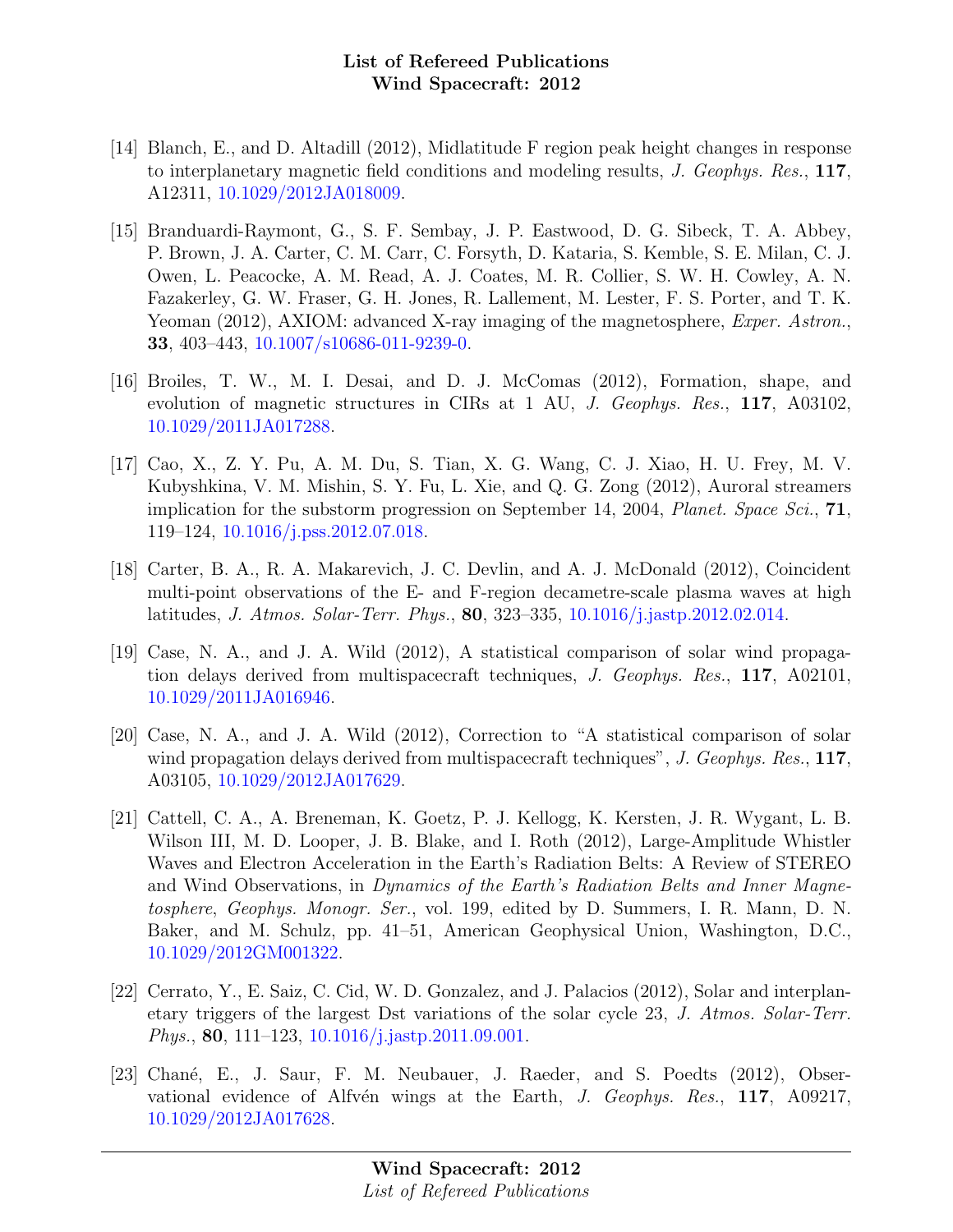[14] Blanch, E., and D. Altadill (2012), Midlatitude F region peak height changes in response to interplanetary magnetic field conditions and modeling results, *J. Geophys. Res.*, **117**, A12311, 10.1029/2012JA018009.

[15] Branduardi-Raymont, G., S. F. Sembay, J. P. Eastwood, D. G. Sibeck, T. A. Abbey, P. Brown, J. A. Carter, C. M. Carr, C. Forsyth, D. Kataria, S. Kemble, S. E. Milan, C. J. Owen, L. Peacocke, A. M. Read, A. J. Coates, M. R. Collier, S. W. H. Cowley, A. N. Fazakerley, G. W. Fraser, G. H. Jones, R. Lallement, M. Lester, F. S. Porter, and T. K. Yeoman (2012), AXIOM: advanced X-ray imaging of the magnetosphere, *Exper. Astron.*, **33**, 403–443, 10.1007/s10686-011-9239-0.

[16] Broiles, T. W., M. I. Desai, and D. J. McComas (2012), Formation, shape, and evolution of magnetic structures in CIRs at 1 AU, *J. Geophys. Res.*, **117**, A03102, 10.1029/2011JA017288.

[17] Cao, X., Z. Y. Pu, A. M. Du, S. Tian, X. G. Wang, C. J. Xiao, H. U. Frey, M. V. Kubyshkina, V. M. Mishin, S. Y. Fu, L. Xie, and Q. G. Zong (2012), Auroral streamers implication for the substorm progression on September 14, 2004, *Planet. Space Sci.*, **71**, 119–124, 10.1016/j.pss.2012.07.018.

[18] Carter, B. A., R. A. Makarevich, J. C. Devlin, and A. J. McDonald (2012), Coincident multi-point observations of the E- and F-region decametre-scale plasma waves at high latitudes, *J. Atmos. Solar-Terr. Phys.*, **80**, 323–335, 10.1016/j.jastp.2012.02.014.

[19] Case, N. A., and J. A. Wild (2012), A statistical comparison of solar wind propagation delays derived from multispacecraft techniques, *J. Geophys. Res.*, **117**, A02101, 10.1029/2011JA016946.

[20] Case, N. A., and J. A. Wild (2012), Correction to "A statistical comparison of solar wind propagation delays derived from multispacecraft techniques", *J. Geophys. Res.*, **117**, A03105, 10.1029/2012JA017629.

[21] Cattell, C. A., A. Breneman, K. Goetz, P. J. Kellogg, K. Kersten, J. R. Wygant, L. B. Wilson III, M. D. Looper, J. B. Blake, and I. Roth (2012), Large-Amplitude Whistler Waves and Electron Acceleration in the Earth's Radiation Belts: A Review of STEREO and Wind Observations, in *Dynamics of the Earth's Radiation Belts and Inner Magnetosphere*, *Geophys. Monogr. Ser.*, vol. 199, edited by D. Summers, I. R. Mann, D. N. Baker, and M. Schulz, pp. 41–51, American Geophysical Union, Washington, D.C., 10.1029/2012GM001322.

[22] Cerrato, Y., E. Saiz, C. Cid, W. D. Gonzalez, and J. Palacios (2012), Solar and interplanetary triggers of the largest Dst variations of the solar cycle 23, *J. Atmos. Solar-Terr. Phys.*, **80**, 111–123, 10.1016/j.jastp.2011.09.001.

[23] Chané, E., J. Saur, F. M. Neubauer, J. Raeder, and S. Poedts (2012), Observational evidence of Alfvén wings at the Earth, *J. Geophys. Res.*, **117**, A09217, 10.1029/2012JA017628.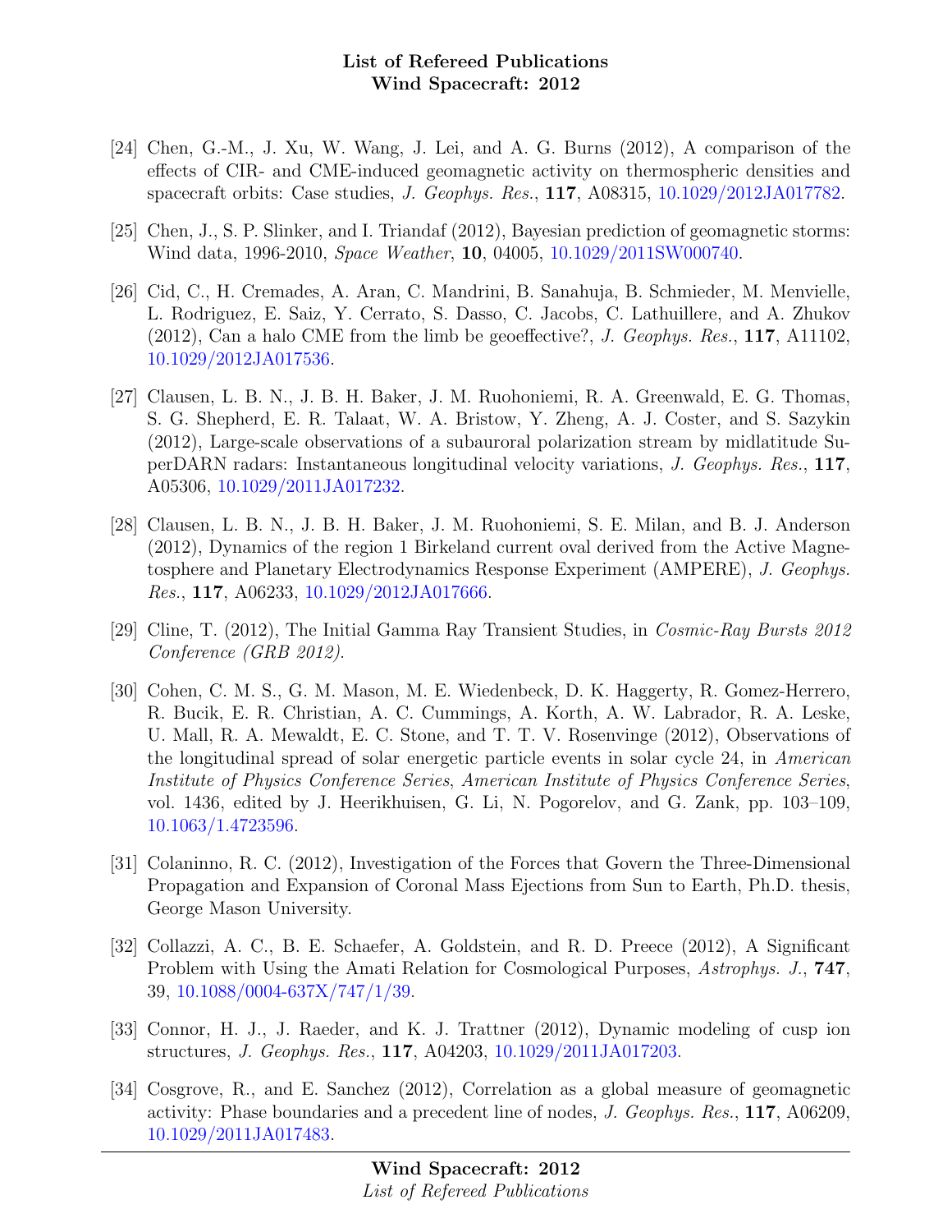[24] Chen, G.-M., J. Xu, W. Wang, J. Lei, and A. G. Burns (2012), A comparison of the effects of CIR- and CME-induced geomagnetic activity on thermospheric densities and spacecraft orbits: Case studies, *J. Geophys. Res.*, **117**, A08315, 10.1029/2012JA017782.

[25] Chen, J., S. P. Slinker, and I. Triandaf (2012), Bayesian prediction of geomagnetic storms: Wind data, 1996-2010, *Space Weather*, **10**, 04005, 10.1029/2011SW000740.

[26] Cid, C., H. Cremades, A. Aran, C. Mandrini, B. Sanahuja, B. Schmieder, M. Menvielle, L. Rodriguez, E. Saiz, Y. Cerrato, S. Dasso, C. Jacobs, C. Lathuillere, and A. Zhukov (2012), Can a halo CME from the limb be geoeffective?, *J. Geophys. Res.*, **117**, A11102, 10.1029/2012JA017536.

[27] Clausen, L. B. N., J. B. H. Baker, J. M. Ruohoniemi, R. A. Greenwald, E. G. Thomas, S. G. Shepherd, E. R. Talaat, W. A. Bristow, Y. Zheng, A. J. Coster, and S. Sazykin (2012), Large-scale observations of a subauroral polarization stream by midlatitude SuperDARN radars: Instantaneous longitudinal velocity variations, *J. Geophys. Res.*, **117**, A05306, 10.1029/2011JA017232.

[28] Clausen, L. B. N., J. B. H. Baker, J. M. Ruohoniemi, S. E. Milan, and B. J. Anderson (2012), Dynamics of the region 1 Birkeland current oval derived from the Active Magnetosphere and Planetary Electrodynamics Response Experiment (AMPERE), *J. Geophys. Res.*, **117**, A06233, 10.1029/2012JA017666.

[29] Cline, T. (2012), The Initial Gamma Ray Transient Studies, in *Cosmic-Ray Bursts 2012 Conference (GRB 2012)*.

[30] Cohen, C. M. S., G. M. Mason, M. E. Wiedenbeck, D. K. Haggerty, R. Gomez-Herrero, R. Bucik, E. R. Christian, A. C. Cummings, A. Korth, A. W. Labrador, R. A. Leske, U. Mall, R. A. Mewaldt, E. C. Stone, and T. T. V. Rosenvinge (2012), Observations of the longitudinal spread of solar energetic particle events in solar cycle 24, in *American Institute of Physics Conference Series*, *American Institute of Physics Conference Series*, vol. 1436, edited by J. Heerikhuisen, G. Li, N. Pogorelov, and G. Zank, pp. 103–109, 10.1063/1.4723596.

[31] Colaninno, R. C. (2012), Investigation of the Forces that Govern the Three-Dimensional Propagation and Expansion of Coronal Mass Ejections from Sun to Earth, Ph.D. thesis, George Mason University.

[32] Collazzi, A. C., B. E. Schaefer, A. Goldstein, and R. D. Preece (2012), A Significant Problem with Using the Amati Relation for Cosmological Purposes, *Astrophys. J.*, **747**, 39, 10.1088/0004-637X/747/1/39.

[33] Connor, H. J., J. Raeder, and K. J. Trattner (2012), Dynamic modeling of cusp ion structures, *J. Geophys. Res.*, **117**, A04203, 10.1029/2011JA017203.

[34] Cosgrove, R., and E. Sanchez (2012), Correlation as a global measure of geomagnetic activity: Phase boundaries and a precedent line of nodes, *J. Geophys. Res.*, **117**, A06209, 10.1029/2011JA017483.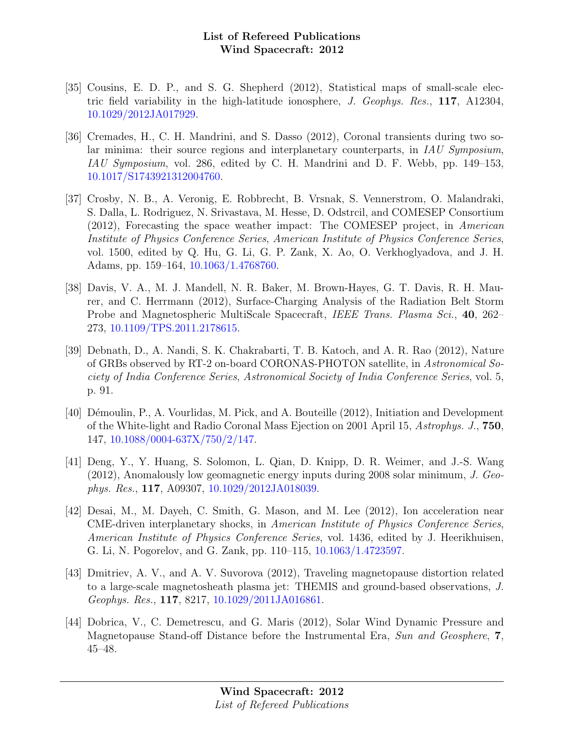[35] Cousins, E. D. P., and S. G. Shepherd (2012), Statistical maps of small-scale electric field variability in the high-latitude ionosphere, *J. Geophys. Res.*, **117**, A12304, 10.1029/2012JA017929.

[36] Cremades, H., C. H. Mandrini, and S. Dasso (2012), Coronal transients during two solar minima: their source regions and interplanetary counterparts, in *IAU Symposium*, *IAU Symposium*, vol. 286, edited by C. H. Mandrini and D. F. Webb, pp. 149–153, 10.1017/S1743921312004760.

[37] Crosby, N. B., A. Veronig, E. Robbrecht, B. Vrsnak, S. Vennerstrom, O. Malandraki, S. Dalla, L. Rodriguez, N. Srivastava, M. Hesse, D. Odstrcil, and COMESEP Consortium (2012), Forecasting the space weather impact: The COMESEP project, in *American Institute of Physics Conference Series*, *American Institute of Physics Conference Series*, vol. 1500, edited by Q. Hu, G. Li, G. P. Zank, X. Ao, O. Verkhoglyadova, and J. H. Adams, pp. 159–164, 10.1063/1.4768760.

[38] Davis, V. A., M. J. Mandell, N. R. Baker, M. Brown-Hayes, G. T. Davis, R. H. Maurer, and C. Herrmann (2012), Surface-Charging Analysis of the Radiation Belt Storm Probe and Magnetospheric MultiScale Spacecraft, *IEEE Trans. Plasma Sci.*, **40**, 262–273, 10.1109/TPS.2011.2178615.

[39] Debnath, D., A. Nandi, S. K. Chakrabarti, T. B. Katoch, and A. R. Rao (2012), Nature of GRBs observed by RT-2 on-board CORONAS-PHOTON satellite, in *Astronomical Society of India Conference Series*, *Astronomical Society of India Conference Series*, vol. 5, p. 91.

[40] Démoulin, P., A. Vourlidas, M. Pick, and A. Bouteille (2012), Initiation and Development of the White-light and Radio Coronal Mass Ejection on 2001 April 15, *Astrophys. J.*, **750**, 147, 10.1088/0004-637X/750/2/147.

[41] Deng, Y., Y. Huang, S. Solomon, L. Qian, D. Knipp, D. R. Weimer, and J.-S. Wang (2012), Anomalously low geomagnetic energy inputs during 2008 solar minimum, *J. Geophys. Res.*, **117**, A09307, 10.1029/2012JA018039.

[42] Desai, M., M. Dayeh, C. Smith, G. Mason, and M. Lee (2012), Ion acceleration near CME-driven interplanetary shocks, in *American Institute of Physics Conference Series*, *American Institute of Physics Conference Series*, vol. 1436, edited by J. Heerikhuisen, G. Li, N. Pogorelov, and G. Zank, pp. 110–115, 10.1063/1.4723597.

[43] Dmitriev, A. V., and A. V. Suvorova (2012), Traveling magnetopause distortion related to a large-scale magnetosheath plasma jet: THEMIS and ground-based observations, *J. Geophys. Res.*, **117**, 8217, 10.1029/2011JA016861.

[44] Dobrica, V., C. Demetrescu, and G. Maris (2012), Solar Wind Dynamic Pressure and Magnetopause Stand-off Distance before the Instrumental Era, *Sun and Geosphere*, **7**, 45–48.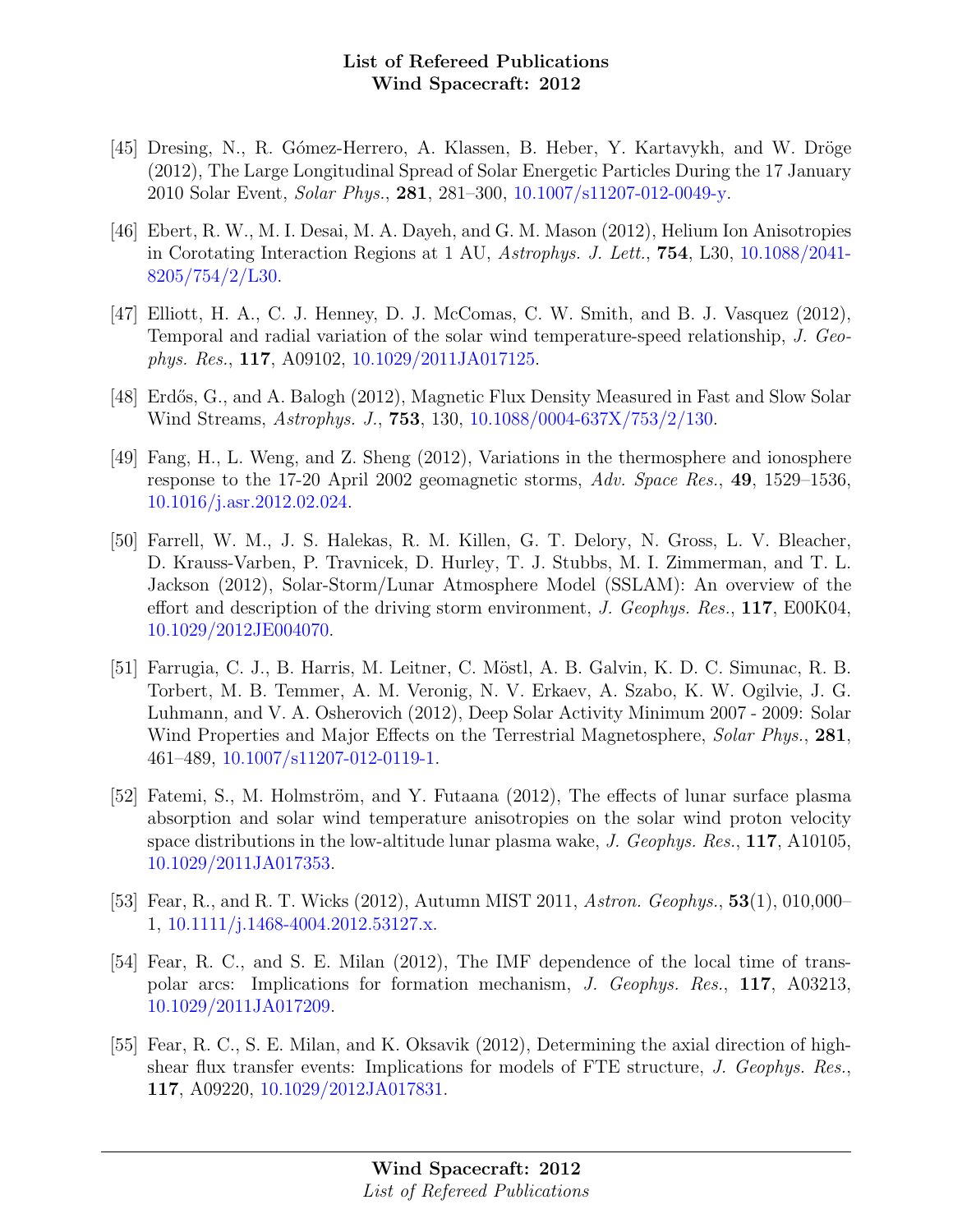[45] Dresing, N., R. Gómez-Herrero, A. Klassen, B. Heber, Y. Kartavykh, and W. Dröge (2012), The Large Longitudinal Spread of Solar Energetic Particles During the 17 January 2010 Solar Event, *Solar Phys.*, **281**, 281–300, 10.1007/s11207-012-0049-y.

[46] Ebert, R. W., M. I. Desai, M. A. Dayeh, and G. M. Mason (2012), Helium Ion Anisotropies in Corotating Interaction Regions at 1 AU, *Astrophys. J. Lett.*, **754**, L30, 10.1088/2041-8205/754/2/L30.

[47] Elliott, H. A., C. J. Henney, D. J. McComas, C. W. Smith, and B. J. Vasquez (2012), Temporal and radial variation of the solar wind temperature-speed relationship, *J. Geophys. Res.*, **117**, A09102, 10.1029/2011JA017125.

[48] Erdős, G., and A. Balogh (2012), Magnetic Flux Density Measured in Fast and Slow Solar Wind Streams, *Astrophys. J.*, **753**, 130, 10.1088/0004-637X/753/2/130.

[49] Fang, H., L. Weng, and Z. Sheng (2012), Variations in the thermosphere and ionosphere response to the 17-20 April 2002 geomagnetic storms, *Adv. Space Res.*, **49**, 1529–1536, 10.1016/j.asr.2012.02.024.

[50] Farrell, W. M., J. S. Halekas, R. M. Killen, G. T. Delory, N. Gross, L. V. Bleacher, D. Krauss-Varben, P. Travnicek, D. Hurley, T. J. Stubbs, M. I. Zimmerman, and T. L. Jackson (2012), Solar-Storm/Lunar Atmosphere Model (SSLAM): An overview of the effort and description of the driving storm environment, *J. Geophys. Res.*, **117**, E00K04, 10.1029/2012JE004070.

[51] Farrugia, C. J., B. Harris, M. Leitner, C. Möstl, A. B. Galvin, K. D. C. Simunac, R. B. Torbert, M. B. Temmer, A. M. Veronig, N. V. Erkaev, A. Szabo, K. W. Ogilvie, J. G. Luhmann, and V. A. Osherovich (2012), Deep Solar Activity Minimum 2007 - 2009: Solar Wind Properties and Major Effects on the Terrestrial Magnetosphere, *Solar Phys.*, **281**, 461–489, 10.1007/s11207-012-0119-1.

[52] Fatemi, S., M. Holmström, and Y. Futaana (2012), The effects of lunar surface plasma absorption and solar wind temperature anisotropies on the solar wind proton velocity space distributions in the low-altitude lunar plasma wake, *J. Geophys. Res.*, **117**, A10105, 10.1029/2011JA017353.

[53] Fear, R., and R. T. Wicks (2012), Autumn MIST 2011, *Astron. Geophys.*, **53**(1), 010,000–1, 10.1111/j.1468-4004.2012.53127.x.

[54] Fear, R. C., and S. E. Milan (2012), The IMF dependence of the local time of transpolar arcs: Implications for formation mechanism, *J. Geophys. Res.*, **117**, A03213, 10.1029/2011JA017209.

[55] Fear, R. C., S. E. Milan, and K. Oksavik (2012), Determining the axial direction of high-shear flux transfer events: Implications for models of FTE structure, *J. Geophys. Res.*, **117**, A09220, 10.1029/2012JA017831.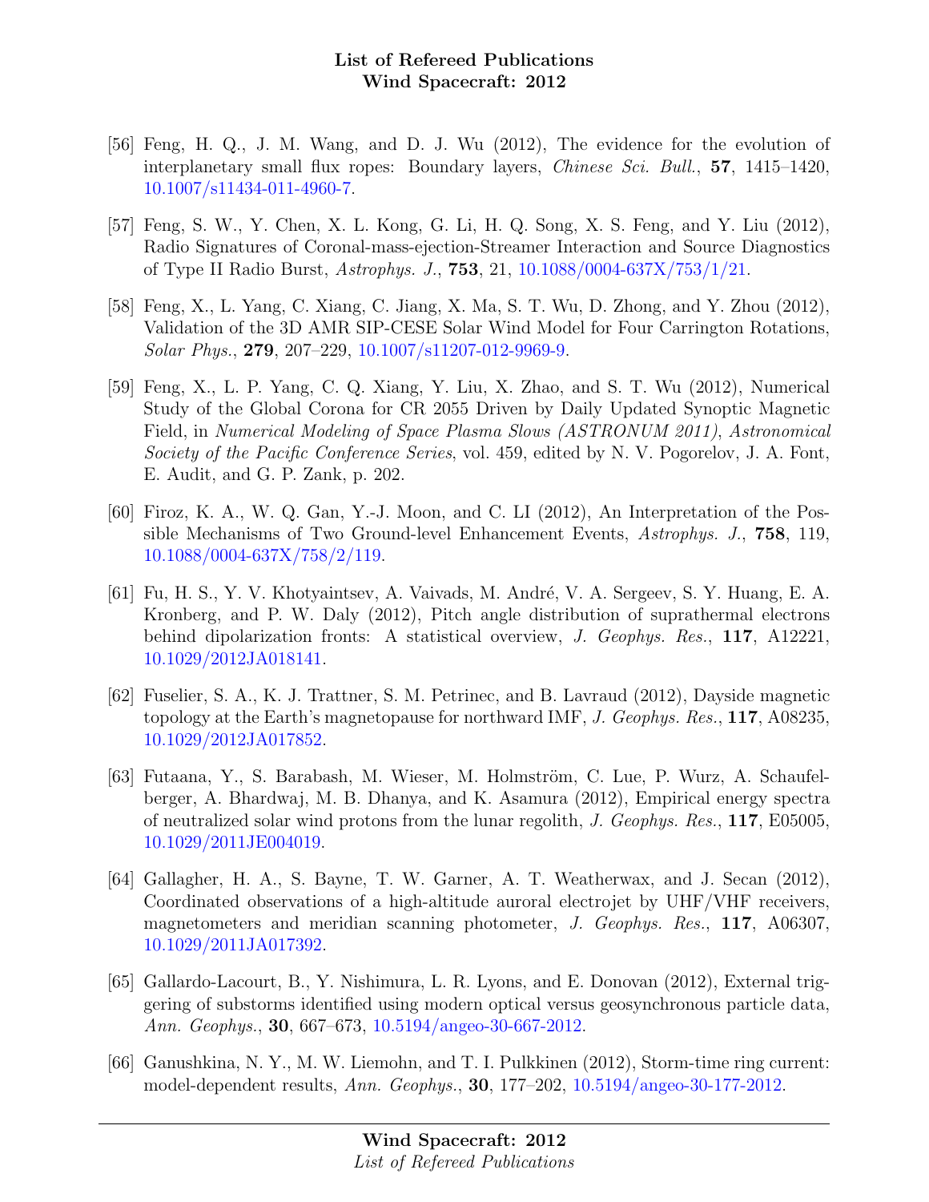[56] Feng, H. Q., J. M. Wang, and D. J. Wu (2012), The evidence for the evolution of interplanetary small flux ropes: Boundary layers, *Chinese Sci. Bull.*, **57**, 1415–1420, 10.1007/s11434-011-4960-7.

[57] Feng, S. W., Y. Chen, X. L. Kong, G. Li, H. Q. Song, X. S. Feng, and Y. Liu (2012), Radio Signatures of Coronal-mass-ejection-Streamer Interaction and Source Diagnostics of Type II Radio Burst, *Astrophys. J.*, **753**, 21, 10.1088/0004-637X/753/1/21.

[58] Feng, X., L. Yang, C. Xiang, C. Jiang, X. Ma, S. T. Wu, D. Zhong, and Y. Zhou (2012), Validation of the 3D AMR SIP-CESE Solar Wind Model for Four Carrington Rotations, *Solar Phys.*, **279**, 207–229, 10.1007/s11207-012-9969-9.

[59] Feng, X., L. P. Yang, C. Q. Xiang, Y. Liu, X. Zhao, and S. T. Wu (2012), Numerical Study of the Global Corona for CR 2055 Driven by Daily Updated Synoptic Magnetic Field, in *Numerical Modeling of Space Plasma Slows (ASTRONUM 2011)*, *Astronomical Society of the Pacific Conference Series*, vol. 459, edited by N. V. Pogorelov, J. A. Font, E. Audit, and G. P. Zank, p. 202.

[60] Firoz, K. A., W. Q. Gan, Y.-J. Moon, and C. LI (2012), An Interpretation of the Possible Mechanisms of Two Ground-level Enhancement Events, *Astrophys. J.*, **758**, 119, 10.1088/0004-637X/758/2/119.

[61] Fu, H. S., Y. V. Khotyaintsev, A. Vaivads, M. André, V. A. Sergeev, S. Y. Huang, E. A. Kronberg, and P. W. Daly (2012), Pitch angle distribution of suprathermal electrons behind dipolarization fronts: A statistical overview, *J. Geophys. Res.*, **117**, A12221, 10.1029/2012JA018141.

[62] Fuselier, S. A., K. J. Trattner, S. M. Petrinec, and B. Lavraud (2012), Dayside magnetic topology at the Earth's magnetopause for northward IMF, *J. Geophys. Res.*, **117**, A08235, 10.1029/2012JA017852.

[63] Futaana, Y., S. Barabash, M. Wieser, M. Holmström, C. Lue, P. Wurz, A. Schaufelberger, A. Bhardwaj, M. B. Dhanya, and K. Asamura (2012), Empirical energy spectra of neutralized solar wind protons from the lunar regolith, *J. Geophys. Res.*, **117**, E05005, 10.1029/2011JE004019.

[64] Gallagher, H. A., S. Bayne, T. W. Garner, A. T. Weatherwax, and J. Secan (2012), Coordinated observations of a high-altitude auroral electrojet by UHF/VHF receivers, magnetometers and meridian scanning photometer, *J. Geophys. Res.*, **117**, A06307, 10.1029/2011JA017392.

[65] Gallardo-Lacourt, B., Y. Nishimura, L. R. Lyons, and E. Donovan (2012), External triggering of substorms identified using modern optical versus geosynchronous particle data, *Ann. Geophys.*, **30**, 667–673, 10.5194/angeo-30-667-2012.

[66] Ganushkina, N. Y., M. W. Liemohn, and T. I. Pulkkinen (2012), Storm-time ring current: model-dependent results, *Ann. Geophys.*, **30**, 177–202, 10.5194/angeo-30-177-2012.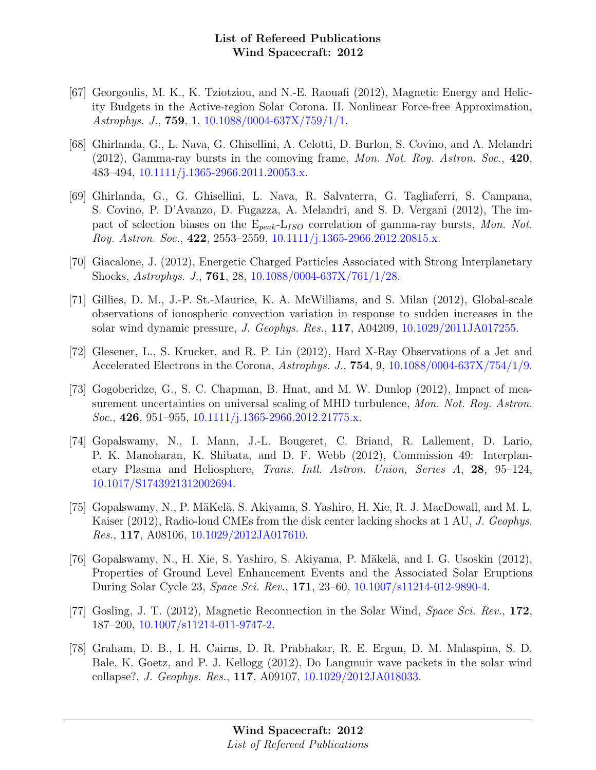[67] Georgoulis, M. K., K. Tziotziou, and N.-E. Raouafi (2012), Magnetic Energy and Helicity Budgets in the Active-region Solar Corona. II. Nonlinear Force-free Approximation, *Astrophys. J.*, **759**, 1, 10.1088/0004-637X/759/1/1.

[68] Ghirlanda, G., L. Nava, G. Ghisellini, A. Celotti, D. Burlon, S. Covino, and A. Melandri (2012), Gamma-ray bursts in the comoving frame, *Mon. Not. Roy. Astron. Soc.*, **420**, 483–494, 10.1111/j.1365-2966.2011.20053.x.

[69] Ghirlanda, G., G. Ghisellini, L. Nava, R. Salvaterra, G. Tagliaferri, S. Campana, S. Covino, P. D'Avanzo, D. Fugazza, A. Melandri, and S. D. Vergani (2012), The impact of selection biases on the $E_{peak}$-$L_{ISO}$ correlation of gamma-ray bursts, *Mon. Not. Roy. Astron. Soc.*, **422**, 2553–2559, 10.1111/j.1365-2966.2012.20815.x.

[70] Giacalone, J. (2012), Energetic Charged Particles Associated with Strong Interplanetary Shocks, *Astrophys. J.*, **761**, 28, 10.1088/0004-637X/761/1/28.

[71] Gillies, D. M., J.-P. St.-Maurice, K. A. McWilliams, and S. Milan (2012), Global-scale observations of ionospheric convection variation in response to sudden increases in the solar wind dynamic pressure, *J. Geophys. Res.*, **117**, A04209, 10.1029/2011JA017255.

[72] Glesener, L., S. Krucker, and R. P. Lin (2012), Hard X-Ray Observations of a Jet and Accelerated Electrons in the Corona, *Astrophys. J.*, **754**, 9, 10.1088/0004-637X/754/1/9.

[73] Gogoberidze, G., S. C. Chapman, B. Hnat, and M. W. Dunlop (2012), Impact of measurement uncertainties on universal scaling of MHD turbulence, *Mon. Not. Roy. Astron. Soc.*, **426**, 951–955, 10.1111/j.1365-2966.2012.21775.x.

[74] Gopalswamy, N., I. Mann, J.-L. Bougeret, C. Briand, R. Lallement, D. Lario, P. K. Manoharan, K. Shibata, and D. F. Webb (2012), Commission 49: Interplanetary Plasma and Heliosphere, *Trans. Intl. Astron. Union, Series A*, **28**, 95–124, 10.1017/S1743921312002694.

[75] Gopalswamy, N., P. MäKelä, S. Akiyama, S. Yashiro, H. Xie, R. J. MacDowall, and M. L. Kaiser (2012), Radio-loud CMEs from the disk center lacking shocks at 1 AU, *J. Geophys. Res.*, **117**, A08106, 10.1029/2012JA017610.

[76] Gopalswamy, N., H. Xie, S. Yashiro, S. Akiyama, P. Mäkelä, and I. G. Usoskin (2012), Properties of Ground Level Enhancement Events and the Associated Solar Eruptions During Solar Cycle 23, *Space Sci. Rev.*, **171**, 23–60, 10.1007/s11214-012-9890-4.

[77] Gosling, J. T. (2012), Magnetic Reconnection in the Solar Wind, *Space Sci. Rev.*, **172**, 187–200, 10.1007/s11214-011-9747-2.

[78] Graham, D. B., I. H. Cairns, D. R. Prabhakar, R. E. Ergun, D. M. Malaspina, S. D. Bale, K. Goetz, and P. J. Kellogg (2012), Do Langmuir wave packets in the solar wind collapse?, *J. Geophys. Res.*, **117**, A09107, 10.1029/2012JA018033.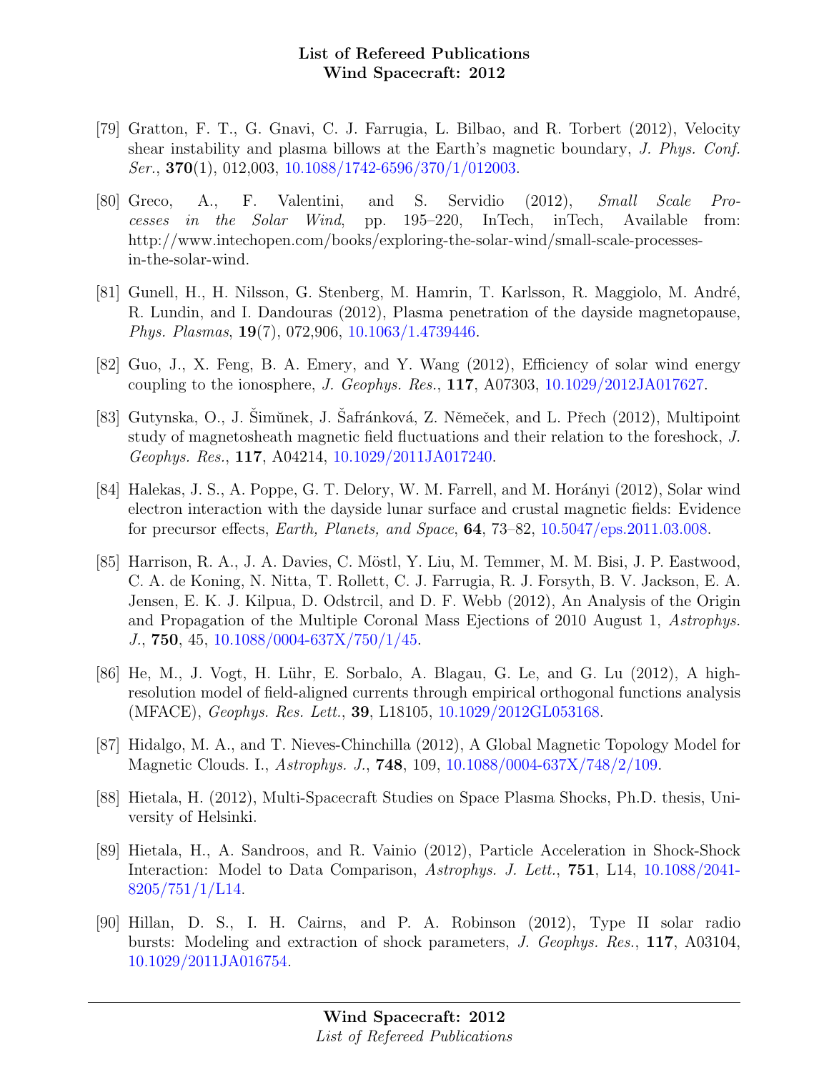[79] Gratton, F. T., G. Gnavi, C. J. Farrugia, L. Bilbao, and R. Torbert (2012), Velocity shear instability and plasma billows at the Earth's magnetic boundary, *J. Phys. Conf. Ser.*, **370**(1), 012,003, 10.1088/1742-6596/370/1/012003.

[80] Greco, A., F. Valentini, and S. Servidio (2012), *Small Scale Processes in the Solar Wind*, pp. 195–220, InTech, inTech, Available from: http://www.intechopen.com/books/exploring-the-solar-wind/small-scale-processes-in-the-solar-wind.

[81] Gunell, H., H. Nilsson, G. Stenberg, M. Hamrin, T. Karlsson, R. Maggiolo, M. André, R. Lundin, and I. Dandouras (2012), Plasma penetration of the dayside magnetopause, *Phys. Plasmas*, **19**(7), 072,906, 10.1063/1.4739446.

[82] Guo, J., X. Feng, B. A. Emery, and Y. Wang (2012), Efficiency of solar wind energy coupling to the ionosphere, *J. Geophys. Res.*, **117**, A07303, 10.1029/2012JA017627.

[83] Gutynska, O., J. Šimůnek, J. Šafránková, Z. Němeček, and L. Přech (2012), Multipoint study of magnetosheath magnetic field fluctuations and their relation to the foreshock, *J. Geophys. Res.*, **117**, A04214, 10.1029/2011JA017240.

[84] Halekas, J. S., A. Poppe, G. T. Delory, W. M. Farrell, and M. Horányi (2012), Solar wind electron interaction with the dayside lunar surface and crustal magnetic fields: Evidence for precursor effects, *Earth, Planets, and Space*, **64**, 73–82, 10.5047/eps.2011.03.008.

[85] Harrison, R. A., J. A. Davies, C. Möstl, Y. Liu, M. Temmer, M. M. Bisi, J. P. Eastwood, C. A. de Koning, N. Nitta, T. Rollett, C. J. Farrugia, R. J. Forsyth, B. V. Jackson, E. A. Jensen, E. K. J. Kilpua, D. Odstrcil, and D. F. Webb (2012), An Analysis of the Origin and Propagation of the Multiple Coronal Mass Ejections of 2010 August 1, *Astrophys. J.*, **750**, 45, 10.1088/0004-637X/750/1/45.

[86] He, M., J. Vogt, H. Lühr, E. Sorbalo, A. Blagau, G. Le, and G. Lu (2012), A high-resolution model of field-aligned currents through empirical orthogonal functions analysis (MFACE), *Geophys. Res. Lett.*, **39**, L18105, 10.1029/2012GL053168.

[87] Hidalgo, M. A., and T. Nieves-Chinchilla (2012), A Global Magnetic Topology Model for Magnetic Clouds. I., *Astrophys. J.*, **748**, 109, 10.1088/0004-637X/748/2/109.

[88] Hietala, H. (2012), Multi-Spacecraft Studies on Space Plasma Shocks, Ph.D. thesis, University of Helsinki.

[89] Hietala, H., A. Sandroos, and R. Vainio (2012), Particle Acceleration in Shock-Shock Interaction: Model to Data Comparison, *Astrophys. J. Lett.*, **751**, L14, 10.1088/2041-8205/751/1/L14.

[90] Hillan, D. S., I. H. Cairns, and P. A. Robinson (2012), Type II solar radio bursts: Modeling and extraction of shock parameters, *J. Geophys. Res.*, **117**, A03104, 10.1029/2011JA016754.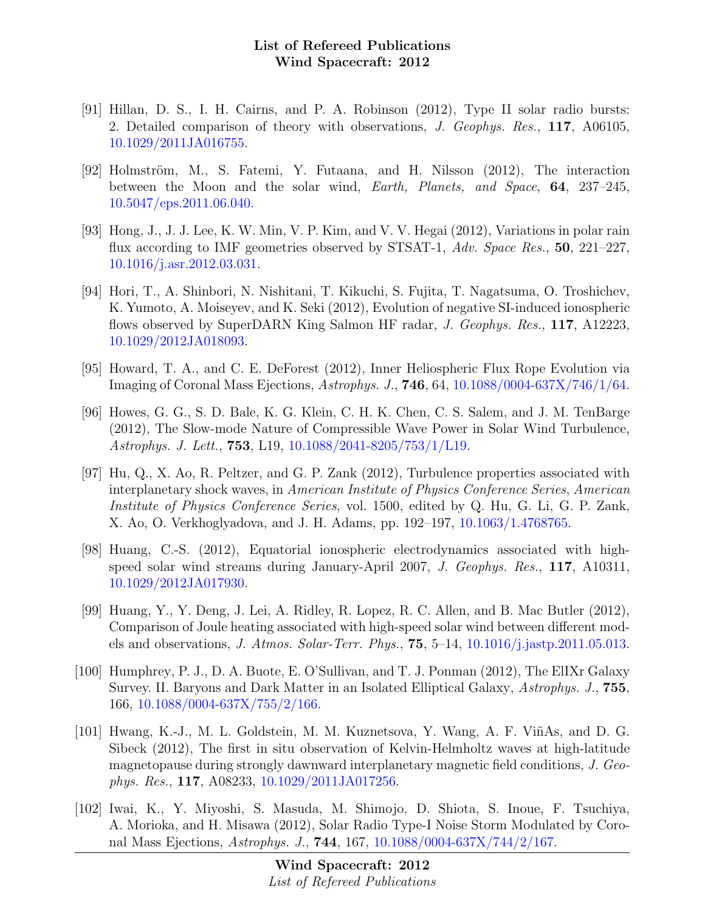[91] Hillan, D. S., I. H. Cairns, and P. A. Robinson (2012), Type II solar radio bursts: 2. Detailed comparison of theory with observations, *J. Geophys. Res.*, **117**, A06105, 10.1029/2011JA016755.

[92] Holmström, M., S. Fatemi, Y. Futaana, and H. Nilsson (2012), The interaction between the Moon and the solar wind, *Earth, Planets, and Space*, **64**, 237–245, 10.5047/eps.2011.06.040.

[93] Hong, J., J. J. Lee, K. W. Min, V. P. Kim, and V. V. Hegai (2012), Variations in polar rain flux according to IMF geometries observed by STSAT-1, *Adv. Space Res.*, **50**, 221–227, 10.1016/j.asr.2012.03.031.

[94] Hori, T., A. Shinbori, N. Nishitani, T. Kikuchi, S. Fujita, T. Nagatsuma, O. Troshichev, K. Yumoto, A. Moiseyev, and K. Seki (2012), Evolution of negative SI-induced ionospheric flows observed by SuperDARN King Salmon HF radar, *J. Geophys. Res.*, **117**, A12223, 10.1029/2012JA018093.

[95] Howard, T. A., and C. E. DeForest (2012), Inner Heliospheric Flux Rope Evolution via Imaging of Coronal Mass Ejections, *Astrophys. J.*, **746**, 64, 10.1088/0004-637X/746/1/64.

[96] Howes, G. G., S. D. Bale, K. G. Klein, C. H. K. Chen, C. S. Salem, and J. M. TenBarge (2012), The Slow-mode Nature of Compressible Wave Power in Solar Wind Turbulence, *Astrophys. J. Lett.*, **753**, L19, 10.1088/2041-8205/753/1/L19.

[97] Hu, Q., X. Ao, R. Peltzer, and G. P. Zank (2012), Turbulence properties associated with interplanetary shock waves, in *American Institute of Physics Conference Series*, *American Institute of Physics Conference Series*, vol. 1500, edited by Q. Hu, G. Li, G. P. Zank, X. Ao, O. Verkhoglyadova, and J. H. Adams, pp. 192–197, 10.1063/1.4768765.

[98] Huang, C.-S. (2012), Equatorial ionospheric electrodynamics associated with high-speed solar wind streams during January-April 2007, *J. Geophys. Res.*, **117**, A10311, 10.1029/2012JA017930.

[99] Huang, Y., Y. Deng, J. Lei, A. Ridley, R. Lopez, R. C. Allen, and B. Mac Butler (2012), Comparison of Joule heating associated with high-speed solar wind between different models and observations, *J. Atmos. Solar-Terr. Phys.*, **75**, 5–14, 10.1016/j.jastp.2011.05.013.

[100] Humphrey, P. J., D. A. Buote, E. O'Sullivan, and T. J. Ponman (2012), The ElIXr Galaxy Survey. II. Baryons and Dark Matter in an Isolated Elliptical Galaxy, *Astrophys. J.*, **755**, 166, 10.1088/0004-637X/755/2/166.

[101] Hwang, K.-J., M. L. Goldstein, M. M. Kuznetsova, Y. Wang, A. F. ViñAs, and D. G. Sibeck (2012), The first in situ observation of Kelvin-Helmholtz waves at high-latitude magnetopause during strongly dawnward interplanetary magnetic field conditions, *J. Geophys. Res.*, **117**, A08233, 10.1029/2011JA017256.

[102] Iwai, K., Y. Miyoshi, S. Masuda, M. Shimojo, D. Shiota, S. Inoue, F. Tsuchiya, A. Morioka, and H. Misawa (2012), Solar Radio Type-I Noise Storm Modulated by Coronal Mass Ejections, *Astrophys. J.*, **744**, 167, 10.1088/0004-637X/744/2/167.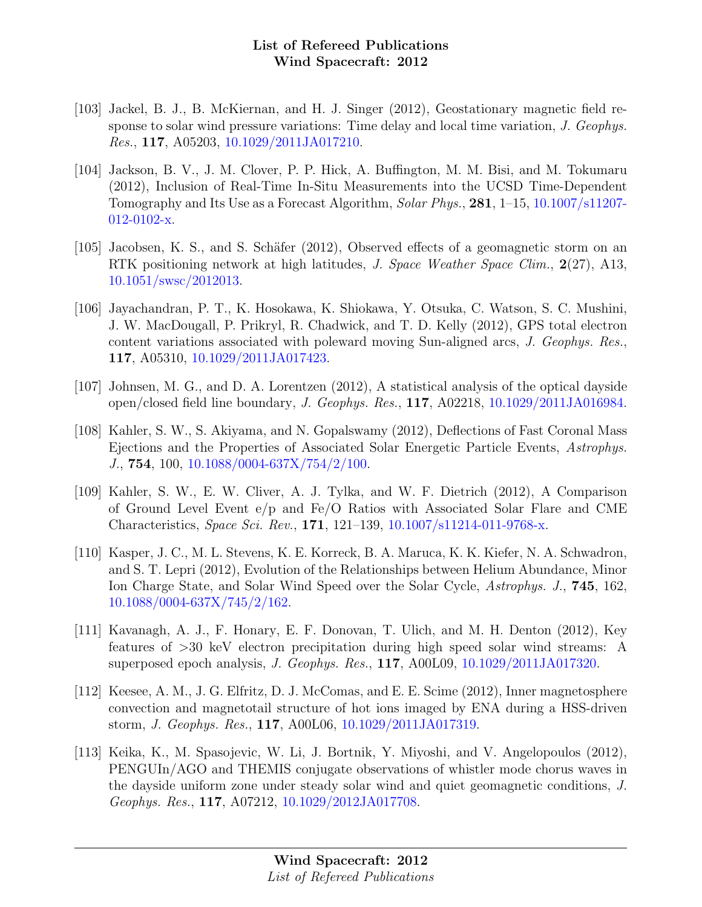[103] Jackel, B. J., B. McKiernan, and H. J. Singer (2012), Geostationary magnetic field response to solar wind pressure variations: Time delay and local time variation, *J. Geophys. Res.*, **117**, A05203, 10.1029/2011JA017210.

[104] Jackson, B. V., J. M. Clover, P. P. Hick, A. Buffington, M. M. Bisi, and M. Tokumaru (2012), Inclusion of Real-Time In-Situ Measurements into the UCSD Time-Dependent Tomography and Its Use as a Forecast Algorithm, *Solar Phys.*, **281**, 1–15, 10.1007/s11207-012-0102-x.

[105] Jacobsen, K. S., and S. Schäfer (2012), Observed effects of a geomagnetic storm on an RTK positioning network at high latitudes, *J. Space Weather Space Clim.*, **2**(27), A13, 10.1051/swsc/2012013.

[106] Jayachandran, P. T., K. Hosokawa, K. Shiokawa, Y. Otsuka, C. Watson, S. C. Mushini, J. W. MacDougall, P. Prikryl, R. Chadwick, and T. D. Kelly (2012), GPS total electron content variations associated with poleward moving Sun-aligned arcs, *J. Geophys. Res.*, **117**, A05310, 10.1029/2011JA017423.

[107] Johnsen, M. G., and D. A. Lorentzen (2012), A statistical analysis of the optical dayside open/closed field line boundary, *J. Geophys. Res.*, **117**, A02218, 10.1029/2011JA016984.

[108] Kahler, S. W., S. Akiyama, and N. Gopalswamy (2012), Deflections of Fast Coronal Mass Ejections and the Properties of Associated Solar Energetic Particle Events, *Astrophys. J.*, **754**, 100, 10.1088/0004-637X/754/2/100.

[109] Kahler, S. W., E. W. Cliver, A. J. Tylka, and W. F. Dietrich (2012), A Comparison of Ground Level Event e/p and Fe/O Ratios with Associated Solar Flare and CME Characteristics, *Space Sci. Rev.*, **171**, 121–139, 10.1007/s11214-011-9768-x.

[110] Kasper, J. C., M. L. Stevens, K. E. Korreck, B. A. Maruca, K. K. Kiefer, N. A. Schwadron, and S. T. Lepri (2012), Evolution of the Relationships between Helium Abundance, Minor Ion Charge State, and Solar Wind Speed over the Solar Cycle, *Astrophys. J.*, **745**, 162, 10.1088/0004-637X/745/2/162.

[111] Kavanagh, A. J., F. Honary, E. F. Donovan, T. Ulich, and M. H. Denton (2012), Key features of >30 keV electron precipitation during high speed solar wind streams: A superposed epoch analysis, *J. Geophys. Res.*, **117**, A00L09, 10.1029/2011JA017320.

[112] Keesee, A. M., J. G. Elfritz, D. J. McComas, and E. E. Scime (2012), Inner magnetosphere convection and magnetotail structure of hot ions imaged by ENA during a HSS-driven storm, *J. Geophys. Res.*, **117**, A00L06, 10.1029/2011JA017319.

[113] Keika, K., M. Spasojevic, W. Li, J. Bortnik, Y. Miyoshi, and V. Angelopoulos (2012), PENGUIn/AGO and THEMIS conjugate observations of whistler mode chorus waves in the dayside uniform zone under steady solar wind and quiet geomagnetic conditions, *J. Geophys. Res.*, **117**, A07212, 10.1029/2012JA017708.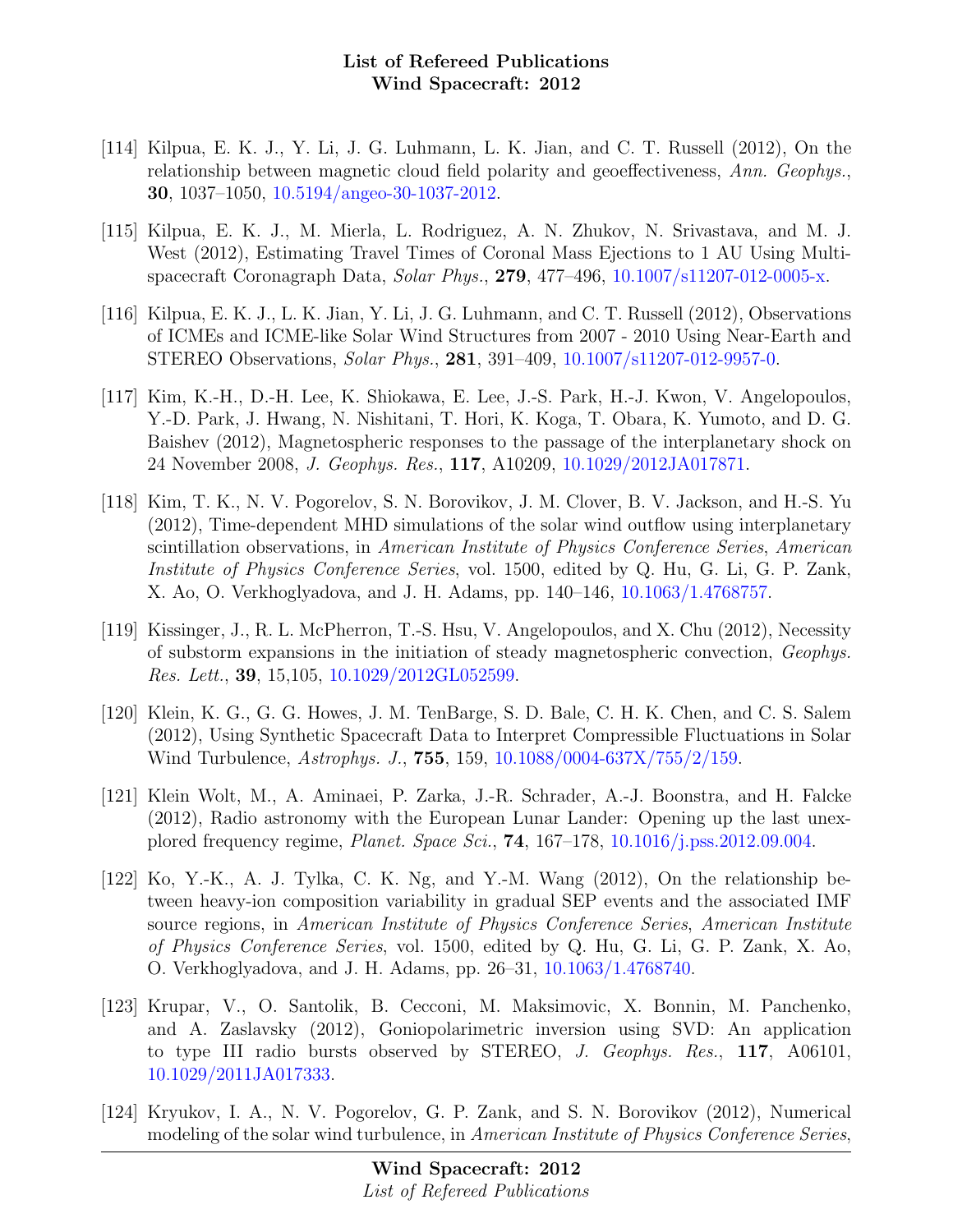[114] Kilpua, E. K. J., Y. Li, J. G. Luhmann, L. K. Jian, and C. T. Russell (2012), On the relationship between magnetic cloud field polarity and geoeffectiveness, *Ann. Geophys.*, **30**, 1037–1050, 10.5194/angeo-30-1037-2012.

[115] Kilpua, E. K. J., M. Mierla, L. Rodriguez, A. N. Zhukov, N. Srivastava, and M. J. West (2012), Estimating Travel Times of Coronal Mass Ejections to 1 AU Using Multi-spacecraft Coronagraph Data, *Solar Phys.*, **279**, 477–496, 10.1007/s11207-012-0005-x.

[116] Kilpua, E. K. J., L. K. Jian, Y. Li, J. G. Luhmann, and C. T. Russell (2012), Observations of ICMEs and ICME-like Solar Wind Structures from 2007 - 2010 Using Near-Earth and STEREO Observations, *Solar Phys.*, **281**, 391–409, 10.1007/s11207-012-9957-0.

[117] Kim, K.-H., D.-H. Lee, K. Shiokawa, E. Lee, J.-S. Park, H.-J. Kwon, V. Angelopoulos, Y.-D. Park, J. Hwang, N. Nishitani, T. Hori, K. Koga, T. Obara, K. Yumoto, and D. G. Baishev (2012), Magnetospheric responses to the passage of the interplanetary shock on 24 November 2008, *J. Geophys. Res.*, **117**, A10209, 10.1029/2012JA017871.

[118] Kim, T. K., N. V. Pogorelov, S. N. Borovikov, J. M. Clover, B. V. Jackson, and H.-S. Yu (2012), Time-dependent MHD simulations of the solar wind outflow using interplanetary scintillation observations, in *American Institute of Physics Conference Series*, *American Institute of Physics Conference Series*, vol. 1500, edited by Q. Hu, G. Li, G. P. Zank, X. Ao, O. Verkhoglyadova, and J. H. Adams, pp. 140–146, 10.1063/1.4768757.

[119] Kissinger, J., R. L. McPherron, T.-S. Hsu, V. Angelopoulos, and X. Chu (2012), Necessity of substorm expansions in the initiation of steady magnetospheric convection, *Geophys. Res. Lett.*, **39**, 15,105, 10.1029/2012GL052599.

[120] Klein, K. G., G. G. Howes, J. M. TenBarge, S. D. Bale, C. H. K. Chen, and C. S. Salem (2012), Using Synthetic Spacecraft Data to Interpret Compressible Fluctuations in Solar Wind Turbulence, *Astrophys. J.*, **755**, 159, 10.1088/0004-637X/755/2/159.

[121] Klein Wolt, M., A. Aminaei, P. Zarka, J.-R. Schrader, A.-J. Boonstra, and H. Falcke (2012), Radio astronomy with the European Lunar Lander: Opening up the last unexplored frequency regime, *Planet. Space Sci.*, **74**, 167–178, 10.1016/j.pss.2012.09.004.

[122] Ko, Y.-K., A. J. Tylka, C. K. Ng, and Y.-M. Wang (2012), On the relationship between heavy-ion composition variability in gradual SEP events and the associated IMF source regions, in *American Institute of Physics Conference Series*, *American Institute of Physics Conference Series*, vol. 1500, edited by Q. Hu, G. Li, G. P. Zank, X. Ao, O. Verkhoglyadova, and J. H. Adams, pp. 26–31, 10.1063/1.4768740.

[123] Krupar, V., O. Santolik, B. Cecconi, M. Maksimovic, X. Bonnin, M. Panchenko, and A. Zaslavsky (2012), Goniopolarimetric inversion using SVD: An application to type III radio bursts observed by STEREO, *J. Geophys. Res.*, **117**, A06101, 10.1029/2011JA017333.

[124] Kryukov, I. A., N. V. Pogorelov, G. P. Zank, and S. N. Borovikov (2012), Numerical modeling of the solar wind turbulence, in *American Institute of Physics Conference Series*,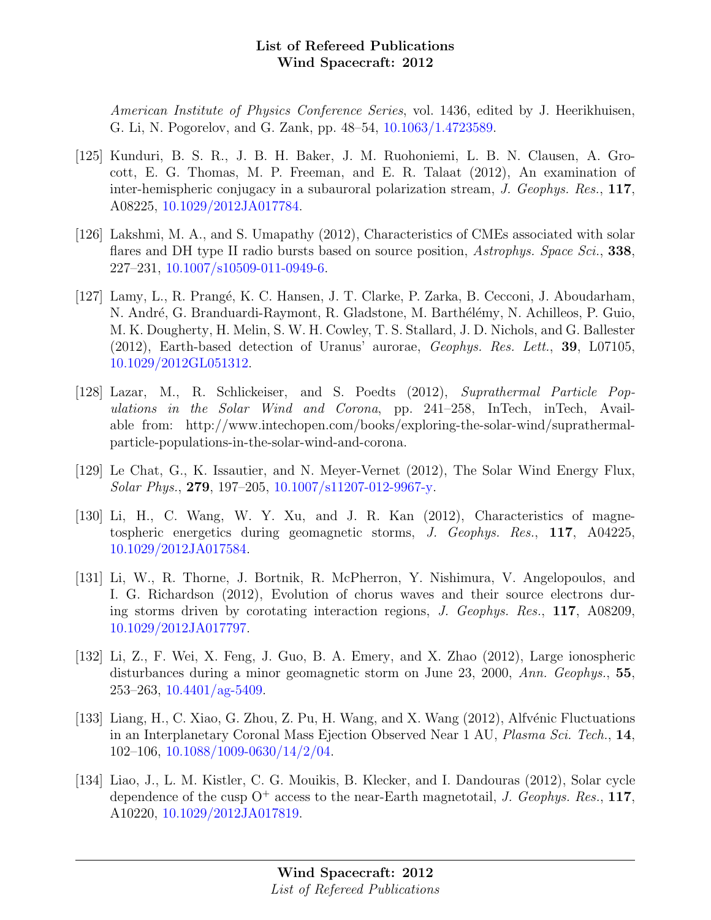*American Institute of Physics Conference Series*, vol. 1436, edited by J. Heerikhuisen, G. Li, N. Pogorelov, and G. Zank, pp. 48–54, 10.1063/1.4723589.

[125] Kunduri, B. S. R., J. B. H. Baker, J. M. Ruohoniemi, L. B. N. Clausen, A. Grocott, E. G. Thomas, M. P. Freeman, and E. R. Talaat (2012), An examination of inter-hemispheric conjugacy in a subauroral polarization stream, *J. Geophys. Res.*, **117**, A08225, 10.1029/2012JA017784.

[126] Lakshmi, M. A., and S. Umapathy (2012), Characteristics of CMEs associated with solar flares and DH type II radio bursts based on source position, *Astrophys. Space Sci.*, **338**, 227–231, 10.1007/s10509-011-0949-6.

[127] Lamy, L., R. Prangé, K. C. Hansen, J. T. Clarke, P. Zarka, B. Cecconi, J. Aboudarham, N. André, G. Branduardi-Raymont, R. Gladstone, M. Barthélémy, N. Achilleos, P. Guio, M. K. Dougherty, H. Melin, S. W. H. Cowley, T. S. Stallard, J. D. Nichols, and G. Ballester (2012), Earth-based detection of Uranus' aurorae, *Geophys. Res. Lett.*, **39**, L07105, 10.1029/2012GL051312.

[128] Lazar, M., R. Schlickeiser, and S. Poedts (2012), *Suprathermal Particle Populations in the Solar Wind and Corona*, pp. 241–258, InTech, inTech, Available from: http://www.intechopen.com/books/exploring-the-solar-wind/suprathermal-particle-populations-in-the-solar-wind-and-corona.

[129] Le Chat, G., K. Issautier, and N. Meyer-Vernet (2012), The Solar Wind Energy Flux, *Solar Phys.*, **279**, 197–205, 10.1007/s11207-012-9967-y.

[130] Li, H., C. Wang, W. Y. Xu, and J. R. Kan (2012), Characteristics of magnetospheric energetics during geomagnetic storms, *J. Geophys. Res.*, **117**, A04225, 10.1029/2012JA017584.

[131] Li, W., R. Thorne, J. Bortnik, R. McPherron, Y. Nishimura, V. Angelopoulos, and I. G. Richardson (2012), Evolution of chorus waves and their source electrons during storms driven by corotating interaction regions, *J. Geophys. Res.*, **117**, A08209, 10.1029/2012JA017797.

[132] Li, Z., F. Wei, X. Feng, J. Guo, B. A. Emery, and X. Zhao (2012), Large ionospheric disturbances during a minor geomagnetic storm on June 23, 2000, *Ann. Geophys.*, **55**, 253–263, 10.4401/ag-5409.

[133] Liang, H., C. Xiao, G. Zhou, Z. Pu, H. Wang, and X. Wang (2012), Alfvénic Fluctuations in an Interplanetary Coronal Mass Ejection Observed Near 1 AU, *Plasma Sci. Tech.*, **14**, 102–106, 10.1088/1009-0630/14/2/04.

[134] Liao, J., L. M. Kistler, C. G. Mouikis, B. Klecker, and I. Dandouras (2012), Solar cycle dependence of the cusp $O^+$ access to the near-Earth magnetotail, *J. Geophys. Res.*, **117**, A10220, 10.1029/2012JA017819.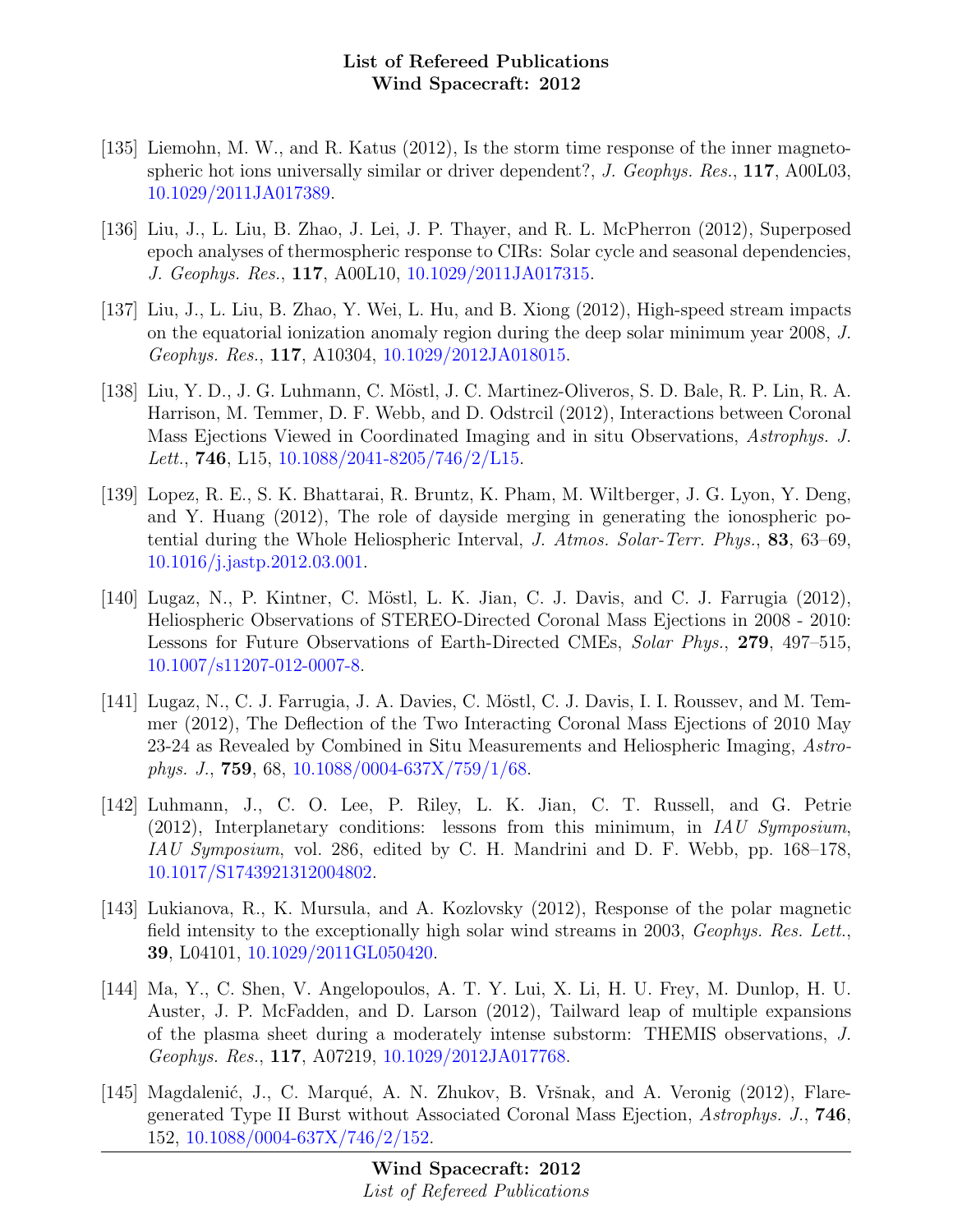[135] Liemohn, M. W., and R. Katus (2012), Is the storm time response of the inner magnetospheric hot ions universally similar or driver dependent?, *J. Geophys. Res.*, **117**, A00L03, 10.1029/2011JA017389.

[136] Liu, J., L. Liu, B. Zhao, J. Lei, J. P. Thayer, and R. L. McPherron (2012), Superposed epoch analyses of thermospheric response to CIRs: Solar cycle and seasonal dependencies, *J. Geophys. Res.*, **117**, A00L10, 10.1029/2011JA017315.

[137] Liu, J., L. Liu, B. Zhao, Y. Wei, L. Hu, and B. Xiong (2012), High-speed stream impacts on the equatorial ionization anomaly region during the deep solar minimum year 2008, *J. Geophys. Res.*, **117**, A10304, 10.1029/2012JA018015.

[138] Liu, Y. D., J. G. Luhmann, C. Möstl, J. C. Martinez-Oliveros, S. D. Bale, R. P. Lin, R. A. Harrison, M. Temmer, D. F. Webb, and D. Odstrcil (2012), Interactions between Coronal Mass Ejections Viewed in Coordinated Imaging and in situ Observations, *Astrophys. J. Lett.*, **746**, L15, 10.1088/2041-8205/746/2/L15.

[139] Lopez, R. E., S. K. Bhattarai, R. Bruntz, K. Pham, M. Wiltberger, J. G. Lyon, Y. Deng, and Y. Huang (2012), The role of dayside merging in generating the ionospheric potential during the Whole Heliospheric Interval, *J. Atmos. Solar-Terr. Phys.*, **83**, 63–69, 10.1016/j.jastp.2012.03.001.

[140] Lugaz, N., P. Kintner, C. Möstl, L. K. Jian, C. J. Davis, and C. J. Farrugia (2012), Heliospheric Observations of STEREO-Directed Coronal Mass Ejections in 2008 - 2010: Lessons for Future Observations of Earth-Directed CMEs, *Solar Phys.*, **279**, 497–515, 10.1007/s11207-012-0007-8.

[141] Lugaz, N., C. J. Farrugia, J. A. Davies, C. Möstl, C. J. Davis, I. I. Roussev, and M. Temmer (2012), The Deflection of the Two Interacting Coronal Mass Ejections of 2010 May 23-24 as Revealed by Combined in Situ Measurements and Heliospheric Imaging, *Astrophys. J.*, **759**, 68, 10.1088/0004-637X/759/1/68.

[142] Luhmann, J., C. O. Lee, P. Riley, L. K. Jian, C. T. Russell, and G. Petrie (2012), Interplanetary conditions: lessons from this minimum, in *IAU Symposium*, *IAU Symposium*, vol. 286, edited by C. H. Mandrini and D. F. Webb, pp. 168–178, 10.1017/S1743921312004802.

[143] Lukianova, R., K. Mursula, and A. Kozlovsky (2012), Response of the polar magnetic field intensity to the exceptionally high solar wind streams in 2003, *Geophys. Res. Lett.*, **39**, L04101, 10.1029/2011GL050420.

[144] Ma, Y., C. Shen, V. Angelopoulos, A. T. Y. Lui, X. Li, H. U. Frey, M. Dunlop, H. U. Auster, J. P. McFadden, and D. Larson (2012), Tailward leap of multiple expansions of the plasma sheet during a moderately intense substorm: THEMIS observations, *J. Geophys. Res.*, **117**, A07219, 10.1029/2012JA017768.

[145] Magdalenić, J., C. Marqué, A. N. Zhukov, B. Vršnak, and A. Veronig (2012), Flare-generated Type II Burst without Associated Coronal Mass Ejection, *Astrophys. J.*, **746**, 152, 10.1088/0004-637X/746/2/152.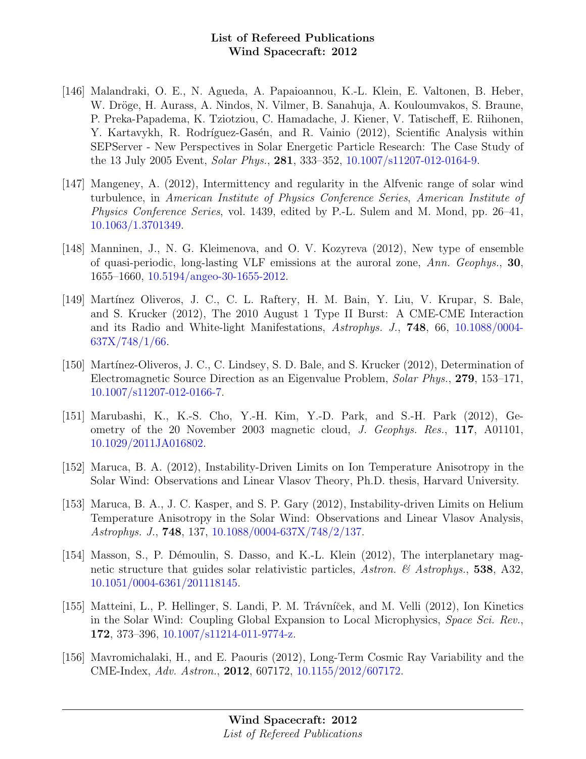[146] Malandraki, O. E., N. Agueda, A. Papaioannou, K.-L. Klein, E. Valtonen, B. Heber, W. Dröge, H. Aurass, A. Nindos, N. Vilmer, B. Sanahuja, A. Kouloumvakos, S. Braune, P. Preka-Papadema, K. Tziotziou, C. Hamadache, J. Kiener, V. Tatischeff, E. Riihonen, Y. Kartavykh, R. Rodríguez-Gasén, and R. Vainio (2012), Scientific Analysis within SEPServer - New Perspectives in Solar Energetic Particle Research: The Case Study of the 13 July 2005 Event, *Solar Phys.*, **281**, 333–352, 10.1007/s11207-012-0164-9.

[147] Mangeney, A. (2012), Intermittency and regularity in the Alfvenic range of solar wind turbulence, in *American Institute of Physics Conference Series*, *American Institute of Physics Conference Series*, vol. 1439, edited by P.-L. Sulem and M. Mond, pp. 26–41, 10.1063/1.3701349.

[148] Manninen, J., N. G. Kleimenova, and O. V. Kozyreva (2012), New type of ensemble of quasi-periodic, long-lasting VLF emissions at the auroral zone, *Ann. Geophys.*, **30**, 1655–1660, 10.5194/angeo-30-1655-2012.

[149] Martínez Oliveros, J. C., C. L. Raftery, H. M. Bain, Y. Liu, V. Krupar, S. Bale, and S. Krucker (2012), The 2010 August 1 Type II Burst: A CME-CME Interaction and its Radio and White-light Manifestations, *Astrophys. J.*, **748**, 66, 10.1088/0004-637X/748/1/66.

[150] Martínez-Oliveros, J. C., C. Lindsey, S. D. Bale, and S. Krucker (2012), Determination of Electromagnetic Source Direction as an Eigenvalue Problem, *Solar Phys.*, **279**, 153–171, 10.1007/s11207-012-0166-7.

[151] Marubashi, K., K.-S. Cho, Y.-H. Kim, Y.-D. Park, and S.-H. Park (2012), Geometry of the 20 November 2003 magnetic cloud, *J. Geophys. Res.*, **117**, A01101, 10.1029/2011JA016802.

[152] Maruca, B. A. (2012), Instability-Driven Limits on Ion Temperature Anisotropy in the Solar Wind: Observations and Linear Vlasov Theory, Ph.D. thesis, Harvard University.

[153] Maruca, B. A., J. C. Kasper, and S. P. Gary (2012), Instability-driven Limits on Helium Temperature Anisotropy in the Solar Wind: Observations and Linear Vlasov Analysis, *Astrophys. J.*, **748**, 137, 10.1088/0004-637X/748/2/137.

[154] Masson, S., P. Démoulin, S. Dasso, and K.-L. Klein (2012), The interplanetary magnetic structure that guides solar relativistic particles, *Astron. & Astrophys.*, **538**, A32, 10.1051/0004-6361/201118145.

[155] Matteini, L., P. Hellinger, S. Landi, P. M. Trávníček, and M. Velli (2012), Ion Kinetics in the Solar Wind: Coupling Global Expansion to Local Microphysics, *Space Sci. Rev.*, **172**, 373–396, 10.1007/s11214-011-9774-z.

[156] Mavromichalaki, H., and E. Paouris (2012), Long-Term Cosmic Ray Variability and the CME-Index, *Adv. Astron.*, **2012**, 607172, 10.1155/2012/607172.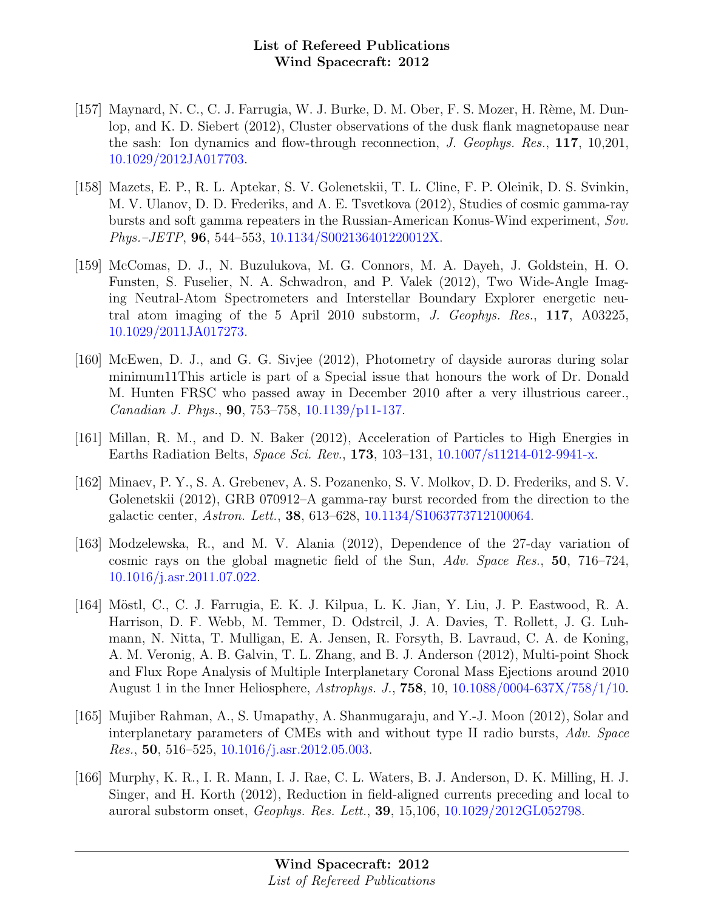[157] Maynard, N. C., C. J. Farrugia, W. J. Burke, D. M. Ober, F. S. Mozer, H. Rème, M. Dunlop, and K. D. Siebert (2012), Cluster observations of the dusk flank magnetopause near the sash: Ion dynamics and flow-through reconnection, *J. Geophys. Res.*, **117**, 10,201, 10.1029/2012JA017703.

[158] Mazets, E. P., R. L. Aptekar, S. V. Golenetskii, T. L. Cline, F. P. Oleinik, D. S. Svinkin, M. V. Ulanov, D. D. Frederiks, and A. E. Tsvetkova (2012), Studies of cosmic gamma-ray bursts and soft gamma repeaters in the Russian-American Konus-Wind experiment, *Sov. Phys.–JETP*, **96**, 544–553, 10.1134/S002136401220012X.

[159] McComas, D. J., N. Buzulukova, M. G. Connors, M. A. Dayeh, J. Goldstein, H. O. Funsten, S. Fuselier, N. A. Schwadron, and P. Valek (2012), Two Wide-Angle Imaging Neutral-Atom Spectrometers and Interstellar Boundary Explorer energetic neutral atom imaging of the 5 April 2010 substorm, *J. Geophys. Res.*, **117**, A03225, 10.1029/2011JA017273.

[160] McEwen, D. J., and G. G. Sivjee (2012), Photometry of dayside auroras during solar minimum11This article is part of a Special issue that honours the work of Dr. Donald M. Hunten FRSC who passed away in December 2010 after a very illustrious career., *Canadian J. Phys.*, **90**, 753–758, 10.1139/p11-137.

[161] Millan, R. M., and D. N. Baker (2012), Acceleration of Particles to High Energies in Earths Radiation Belts, *Space Sci. Rev.*, **173**, 103–131, 10.1007/s11214-012-9941-x.

[162] Minaev, P. Y., S. A. Grebenev, A. S. Pozanenko, S. V. Molkov, D. D. Frederiks, and S. V. Golenetskii (2012), GRB 070912–A gamma-ray burst recorded from the direction to the galactic center, *Astron. Lett.*, **38**, 613–628, 10.1134/S1063773712100064.

[163] Modzelewska, R., and M. V. Alania (2012), Dependence of the 27-day variation of cosmic rays on the global magnetic field of the Sun, *Adv. Space Res.*, **50**, 716–724, 10.1016/j.asr.2011.07.022.

[164] Möstl, C., C. J. Farrugia, E. K. J. Kilpua, L. K. Jian, Y. Liu, J. P. Eastwood, R. A. Harrison, D. F. Webb, M. Temmer, D. Odstrcil, J. A. Davies, T. Rollett, J. G. Luhmann, N. Nitta, T. Mulligan, E. A. Jensen, R. Forsyth, B. Lavraud, C. A. de Koning, A. M. Veronig, A. B. Galvin, T. L. Zhang, and B. J. Anderson (2012), Multi-point Shock and Flux Rope Analysis of Multiple Interplanetary Coronal Mass Ejections around 2010 August 1 in the Inner Heliosphere, *Astrophys. J.*, **758**, 10, 10.1088/0004-637X/758/1/10.

[165] Mujiber Rahman, A., S. Umapathy, A. Shanmugaraju, and Y.-J. Moon (2012), Solar and interplanetary parameters of CMEs with and without type II radio bursts, *Adv. Space Res.*, **50**, 516–525, 10.1016/j.asr.2012.05.003.

[166] Murphy, K. R., I. R. Mann, I. J. Rae, C. L. Waters, B. J. Anderson, D. K. Milling, H. J. Singer, and H. Korth (2012), Reduction in field-aligned currents preceding and local to auroral substorm onset, *Geophys. Res. Lett.*, **39**, 15,106, 10.1029/2012GL052798.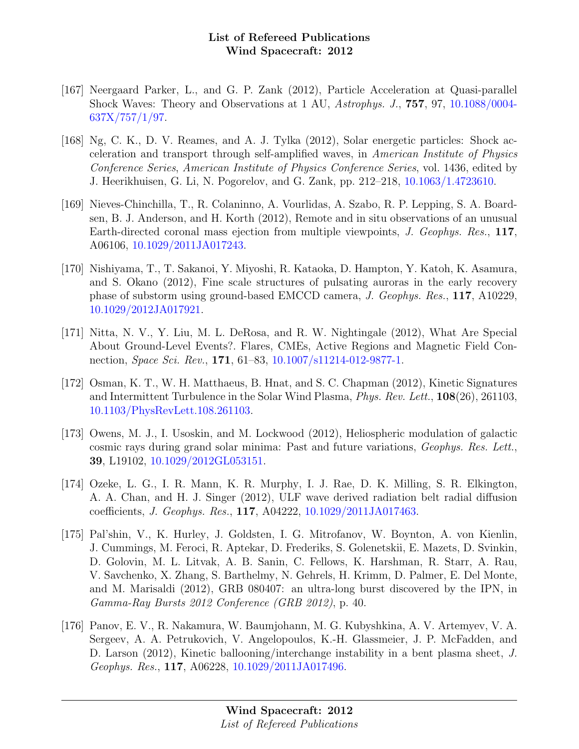[167] Neergaard Parker, L., and G. P. Zank (2012), Particle Acceleration at Quasi-parallel Shock Waves: Theory and Observations at 1 AU, *Astrophys. J.*, **757**, 97, 10.1088/0004-637X/757/1/97.

[168] Ng, C. K., D. V. Reames, and A. J. Tylka (2012), Solar energetic particles: Shock acceleration and transport through self-amplified waves, in *American Institute of Physics Conference Series*, *American Institute of Physics Conference Series*, vol. 1436, edited by J. Heerikhuisen, G. Li, N. Pogorelov, and G. Zank, pp. 212–218, 10.1063/1.4723610.

[169] Nieves-Chinchilla, T., R. Colaninno, A. Vourlidas, A. Szabo, R. P. Lepping, S. A. Boardsen, B. J. Anderson, and H. Korth (2012), Remote and in situ observations of an unusual Earth-directed coronal mass ejection from multiple viewpoints, *J. Geophys. Res.*, **117**, A06106, 10.1029/2011JA017243.

[170] Nishiyama, T., T. Sakanoi, Y. Miyoshi, R. Kataoka, D. Hampton, Y. Katoh, K. Asamura, and S. Okano (2012), Fine scale structures of pulsating auroras in the early recovery phase of substorm using ground-based EMCCD camera, *J. Geophys. Res.*, **117**, A10229, 10.1029/2012JA017921.

[171] Nitta, N. V., Y. Liu, M. L. DeRosa, and R. W. Nightingale (2012), What Are Special About Ground-Level Events?. Flares, CMEs, Active Regions and Magnetic Field Connection, *Space Sci. Rev.*, **171**, 61–83, 10.1007/s11214-012-9877-1.

[172] Osman, K. T., W. H. Matthaeus, B. Hnat, and S. C. Chapman (2012), Kinetic Signatures and Intermittent Turbulence in the Solar Wind Plasma, *Phys. Rev. Lett.*, **108**(26), 261103, 10.1103/PhysRevLett.108.261103.

[173] Owens, M. J., I. Usoskin, and M. Lockwood (2012), Heliospheric modulation of galactic cosmic rays during grand solar minima: Past and future variations, *Geophys. Res. Lett.*, **39**, L19102, 10.1029/2012GL053151.

[174] Ozeke, L. G., I. R. Mann, K. R. Murphy, I. J. Rae, D. K. Milling, S. R. Elkington, A. A. Chan, and H. J. Singer (2012), ULF wave derived radiation belt radial diffusion coefficients, *J. Geophys. Res.*, **117**, A04222, 10.1029/2011JA017463.

[175] Pal'shin, V., K. Hurley, J. Goldsten, I. G. Mitrofanov, W. Boynton, A. von Kienlin, J. Cummings, M. Feroci, R. Aptekar, D. Frederiks, S. Golenetskii, E. Mazets, D. Svinkin, D. Golovin, M. L. Litvak, A. B. Sanin, C. Fellows, K. Harshman, R. Starr, A. Rau, V. Savchenko, X. Zhang, S. Barthelmy, N. Gehrels, H. Krimm, D. Palmer, E. Del Monte, and M. Marisaldi (2012), GRB 080407: an ultra-long burst discovered by the IPN, in *Gamma-Ray Bursts 2012 Conference (GRB 2012)*, p. 40.

[176] Panov, E. V., R. Nakamura, W. Baumjohann, M. G. Kubyshkina, A. V. Artemyev, V. A. Sergeev, A. A. Petrukovich, V. Angelopoulos, K.-H. Glassmeier, J. P. McFadden, and D. Larson (2012), Kinetic ballooning/interchange instability in a bent plasma sheet, *J. Geophys. Res.*, **117**, A06228, 10.1029/2011JA017496.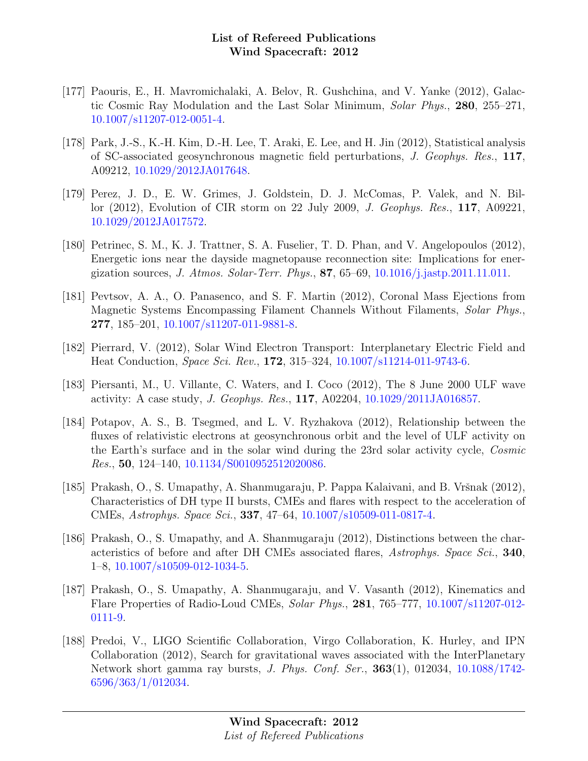[177] Paouris, E., H. Mavromichalaki, A. Belov, R. Gushchina, and V. Yanke (2012), Galactic Cosmic Ray Modulation and the Last Solar Minimum, *Solar Phys.*, **280**, 255–271, 10.1007/s11207-012-0051-4.

[178] Park, J.-S., K.-H. Kim, D.-H. Lee, T. Araki, E. Lee, and H. Jin (2012), Statistical analysis of SC-associated geosynchronous magnetic field perturbations, *J. Geophys. Res.*, **117**, A09212, 10.1029/2012JA017648.

[179] Perez, J. D., E. W. Grimes, J. Goldstein, D. J. McComas, P. Valek, and N. Billor (2012), Evolution of CIR storm on 22 July 2009, *J. Geophys. Res.*, **117**, A09221, 10.1029/2012JA017572.

[180] Petrinec, S. M., K. J. Trattner, S. A. Fuselier, T. D. Phan, and V. Angelopoulos (2012), Energetic ions near the dayside magnetopause reconnection site: Implications for energization sources, *J. Atmos. Solar-Terr. Phys.*, **87**, 65–69, 10.1016/j.jastp.2011.11.011.

[181] Pevtsov, A. A., O. Panasenco, and S. F. Martin (2012), Coronal Mass Ejections from Magnetic Systems Encompassing Filament Channels Without Filaments, *Solar Phys.*, **277**, 185–201, 10.1007/s11207-011-9881-8.

[182] Pierrard, V. (2012), Solar Wind Electron Transport: Interplanetary Electric Field and Heat Conduction, *Space Sci. Rev.*, **172**, 315–324, 10.1007/s11214-011-9743-6.

[183] Piersanti, M., U. Villante, C. Waters, and I. Coco (2012), The 8 June 2000 ULF wave activity: A case study, *J. Geophys. Res.*, **117**, A02204, 10.1029/2011JA016857.

[184] Potapov, A. S., B. Tsegmed, and L. V. Ryzhakova (2012), Relationship between the fluxes of relativistic electrons at geosynchronous orbit and the level of ULF activity on the Earth's surface and in the solar wind during the 23rd solar activity cycle, *Cosmic Res.*, **50**, 124–140, 10.1134/S0010952512020086.

[185] Prakash, O., S. Umapathy, A. Shanmugaraju, P. Pappa Kalaivani, and B. Vršnak (2012), Characteristics of DH type II bursts, CMEs and flares with respect to the acceleration of CMEs, *Astrophys. Space Sci.*, **337**, 47–64, 10.1007/s10509-011-0817-4.

[186] Prakash, O., S. Umapathy, and A. Shanmugaraju (2012), Distinctions between the characteristics of before and after DH CMEs associated flares, *Astrophys. Space Sci.*, **340**, 1–8, 10.1007/s10509-012-1034-5.

[187] Prakash, O., S. Umapathy, A. Shanmugaraju, and V. Vasanth (2012), Kinematics and Flare Properties of Radio-Loud CMEs, *Solar Phys.*, **281**, 765–777, 10.1007/s11207-012-0111-9.

[188] Predoi, V., LIGO Scientific Collaboration, Virgo Collaboration, K. Hurley, and IPN Collaboration (2012), Search for gravitational waves associated with the InterPlanetary Network short gamma ray bursts, *J. Phys. Conf. Ser.*, **363**(1), 012034, 10.1088/1742-6596/363/1/012034.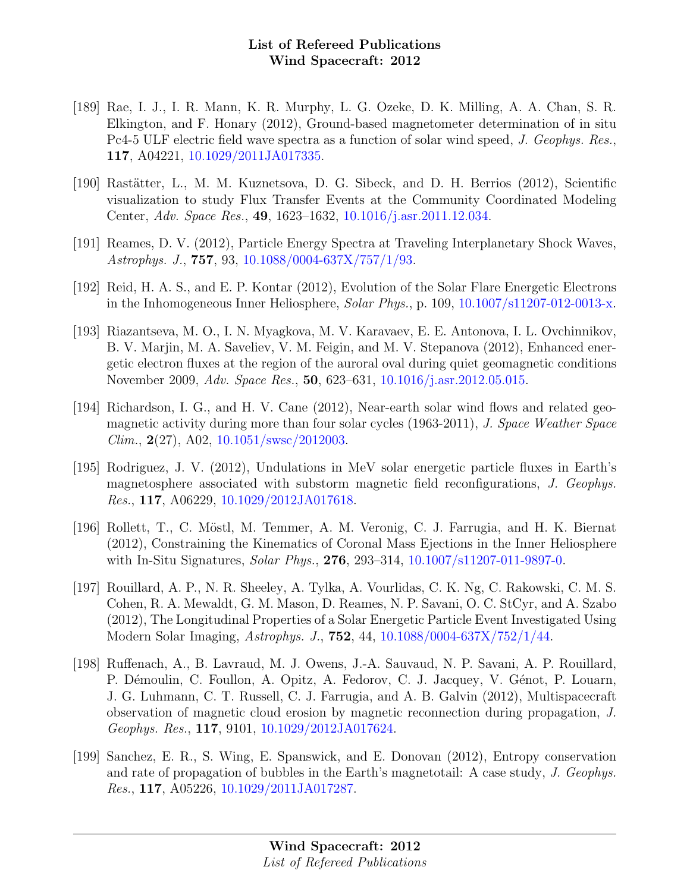[189] Rae, I. J., I. R. Mann, K. R. Murphy, L. G. Ozeke, D. K. Milling, A. A. Chan, S. R. Elkington, and F. Honary (2012), Ground-based magnetometer determination of in situ Pc4-5 ULF electric field wave spectra as a function of solar wind speed, *J. Geophys. Res.*, **117**, A04221, 10.1029/2011JA017335.

[190] Rastätter, L., M. M. Kuznetsova, D. G. Sibeck, and D. H. Berrios (2012), Scientific visualization to study Flux Transfer Events at the Community Coordinated Modeling Center, *Adv. Space Res.*, **49**, 1623–1632, 10.1016/j.asr.2011.12.034.

[191] Reames, D. V. (2012), Particle Energy Spectra at Traveling Interplanetary Shock Waves, *Astrophys. J.*, **757**, 93, 10.1088/0004-637X/757/1/93.

[192] Reid, H. A. S., and E. P. Kontar (2012), Evolution of the Solar Flare Energetic Electrons in the Inhomogeneous Inner Heliosphere, *Solar Phys.*, p. 109, 10.1007/s11207-012-0013-x.

[193] Riazantseva, M. O., I. N. Myagkova, M. V. Karavaev, E. E. Antonova, I. L. Ovchinnikov, B. V. Marjin, M. A. Saveliev, V. M. Feigin, and M. V. Stepanova (2012), Enhanced energetic electron fluxes at the region of the auroral oval during quiet geomagnetic conditions November 2009, *Adv. Space Res.*, **50**, 623–631, 10.1016/j.asr.2012.05.015.

[194] Richardson, I. G., and H. V. Cane (2012), Near-earth solar wind flows and related geomagnetic activity during more than four solar cycles (1963-2011), *J. Space Weather Space Clim.*, **2**(27), A02, 10.1051/swsc/2012003.

[195] Rodriguez, J. V. (2012), Undulations in MeV solar energetic particle fluxes in Earth's magnetosphere associated with substorm magnetic field reconfigurations, *J. Geophys. Res.*, **117**, A06229, 10.1029/2012JA017618.

[196] Rollett, T., C. Möstl, M. Temmer, A. M. Veronig, C. J. Farrugia, and H. K. Biernat (2012), Constraining the Kinematics of Coronal Mass Ejections in the Inner Heliosphere with In-Situ Signatures, *Solar Phys.*, **276**, 293–314, 10.1007/s11207-011-9897-0.

[197] Rouillard, A. P., N. R. Sheeley, A. Tylka, A. Vourlidas, C. K. Ng, C. Rakowski, C. M. S. Cohen, R. A. Mewaldt, G. M. Mason, D. Reames, N. P. Savani, O. C. StCyr, and A. Szabo (2012), The Longitudinal Properties of a Solar Energetic Particle Event Investigated Using Modern Solar Imaging, *Astrophys. J.*, **752**, 44, 10.1088/0004-637X/752/1/44.

[198] Ruffenach, A., B. Lavraud, M. J. Owens, J.-A. Sauvaud, N. P. Savani, A. P. Rouillard, P. Démoulin, C. Foullon, A. Opitz, A. Fedorov, C. J. Jacquey, V. Génot, P. Louarn, J. G. Luhmann, C. T. Russell, C. J. Farrugia, and A. B. Galvin (2012), Multispacecraft observation of magnetic cloud erosion by magnetic reconnection during propagation, *J. Geophys. Res.*, **117**, 9101, 10.1029/2012JA017624.

[199] Sanchez, E. R., S. Wing, E. Spanswick, and E. Donovan (2012), Entropy conservation and rate of propagation of bubbles in the Earth's magnetotail: A case study, *J. Geophys. Res.*, **117**, A05226, 10.1029/2011JA017287.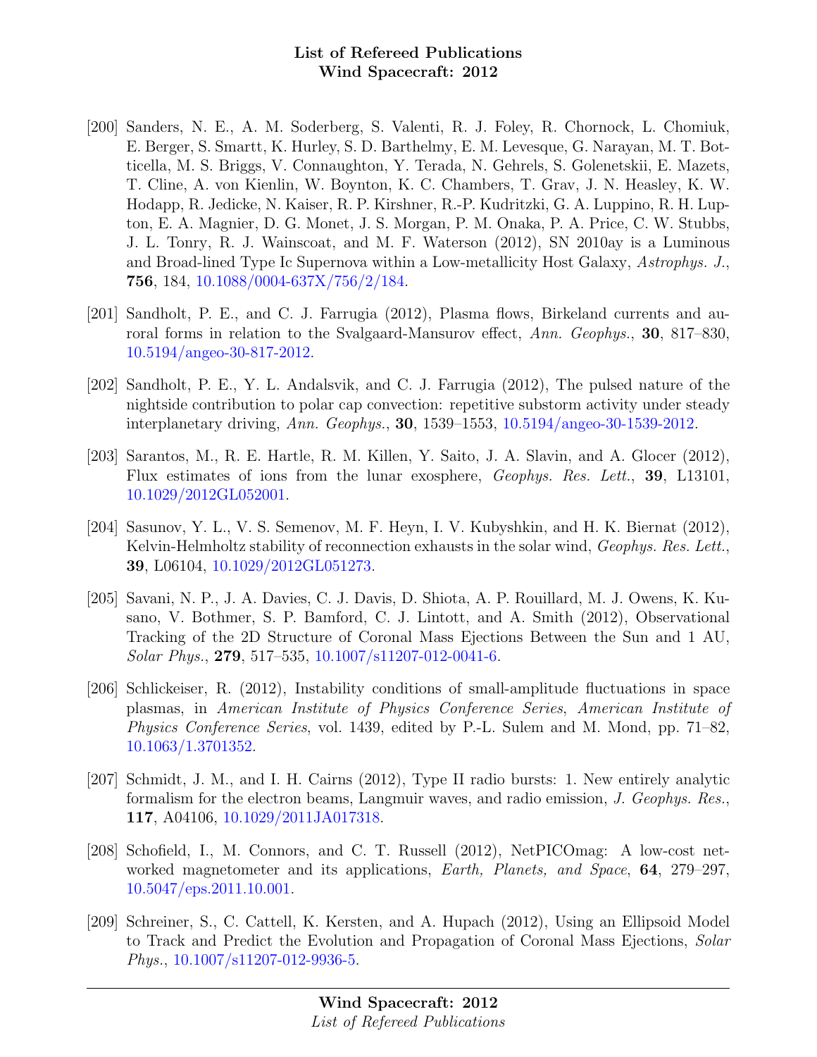[200] Sanders, N. E., A. M. Soderberg, S. Valenti, R. J. Foley, R. Chornock, L. Chomiuk, E. Berger, S. Smartt, K. Hurley, S. D. Barthelmy, E. M. Levesque, G. Narayan, M. T. Botticella, M. S. Briggs, V. Connaughton, Y. Terada, N. Gehrels, S. Golenetskii, E. Mazets, T. Cline, A. von Kienlin, W. Boynton, K. C. Chambers, T. Grav, J. N. Heasley, K. W. Hodapp, R. Jedicke, N. Kaiser, R. P. Kirshner, R.-P. Kudritzki, G. A. Luppino, R. H. Lupton, E. A. Magnier, D. G. Monet, J. S. Morgan, P. M. Onaka, P. A. Price, C. W. Stubbs, J. L. Tonry, R. J. Wainscoat, and M. F. Waterson (2012), SN 2010ay is a Luminous and Broad-lined Type Ic Supernova within a Low-metallicity Host Galaxy, *Astrophys. J.*, **756**, 184, 10.1088/0004-637X/756/2/184.

[201] Sandholt, P. E., and C. J. Farrugia (2012), Plasma flows, Birkeland currents and auroral forms in relation to the Svalgaard-Mansurov effect, *Ann. Geophys.*, **30**, 817–830, 10.5194/angeo-30-817-2012.

[202] Sandholt, P. E., Y. L. Andalsvik, and C. J. Farrugia (2012), The pulsed nature of the nightside contribution to polar cap convection: repetitive substorm activity under steady interplanetary driving, *Ann. Geophys.*, **30**, 1539–1553, 10.5194/angeo-30-1539-2012.

[203] Sarantos, M., R. E. Hartle, R. M. Killen, Y. Saito, J. A. Slavin, and A. Glocer (2012), Flux estimates of ions from the lunar exosphere, *Geophys. Res. Lett.*, **39**, L13101, 10.1029/2012GL052001.

[204] Sasunov, Y. L., V. S. Semenov, M. F. Heyn, I. V. Kubyshkin, and H. K. Biernat (2012), Kelvin-Helmholtz stability of reconnection exhausts in the solar wind, *Geophys. Res. Lett.*, **39**, L06104, 10.1029/2012GL051273.

[205] Savani, N. P., J. A. Davies, C. J. Davis, D. Shiota, A. P. Rouillard, M. J. Owens, K. Kusano, V. Bothmer, S. P. Bamford, C. J. Lintott, and A. Smith (2012), Observational Tracking of the 2D Structure of Coronal Mass Ejections Between the Sun and 1 AU, *Solar Phys.*, **279**, 517–535, 10.1007/s11207-012-0041-6.

[206] Schlickeiser, R. (2012), Instability conditions of small-amplitude fluctuations in space plasmas, in *American Institute of Physics Conference Series*, *American Institute of Physics Conference Series*, vol. 1439, edited by P.-L. Sulem and M. Mond, pp. 71–82, 10.1063/1.3701352.

[207] Schmidt, J. M., and I. H. Cairns (2012), Type II radio bursts: 1. New entirely analytic formalism for the electron beams, Langmuir waves, and radio emission, *J. Geophys. Res.*, **117**, A04106, 10.1029/2011JA017318.

[208] Schofield, I., M. Connors, and C. T. Russell (2012), NetPICOmag: A low-cost networked magnetometer and its applications, *Earth, Planets, and Space*, **64**, 279–297, 10.5047/eps.2011.10.001.

[209] Schreiner, S., C. Cattell, K. Kersten, and A. Hupach (2012), Using an Ellipsoid Model to Track and Predict the Evolution and Propagation of Coronal Mass Ejections, *Solar Phys.*, 10.1007/s11207-012-9936-5.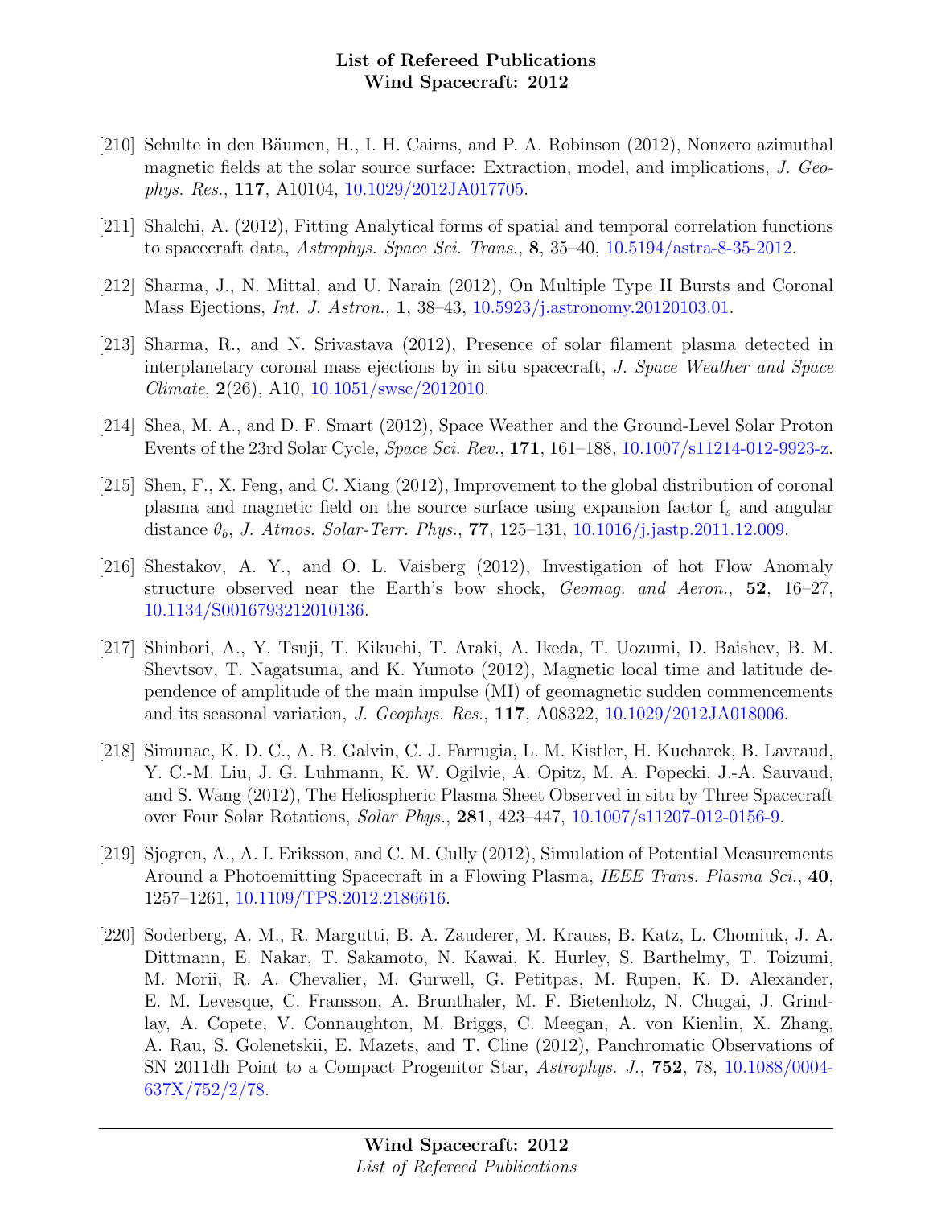[210] Schulte in den Bäumen, H., I. H. Cairns, and P. A. Robinson (2012), Nonzero azimuthal magnetic fields at the solar source surface: Extraction, model, and implications, *J. Geophys. Res.*, **117**, A10104, 10.1029/2012JA017705.

[211] Shalchi, A. (2012), Fitting Analytical forms of spatial and temporal correlation functions to spacecraft data, *Astrophys. Space Sci. Trans.*, **8**, 35–40, 10.5194/astra-8-35-2012.

[212] Sharma, J., N. Mittal, and U. Narain (2012), On Multiple Type II Bursts and Coronal Mass Ejections, *Int. J. Astron.*, **1**, 38–43, 10.5923/j.astronomy.20120103.01.

[213] Sharma, R., and N. Srivastava (2012), Presence of solar filament plasma detected in interplanetary coronal mass ejections by in situ spacecraft, *J. Space Weather and Space Climate*, **2**(26), A10, 10.1051/swsc/2012010.

[214] Shea, M. A., and D. F. Smart (2012), Space Weather and the Ground-Level Solar Proton Events of the 23rd Solar Cycle, *Space Sci. Rev.*, **171**, 161–188, 10.1007/s11214-012-9923-z.

[215] Shen, F., X. Feng, and C. Xiang (2012), Improvement to the global distribution of coronal plasma and magnetic field on the source surface using expansion factor $f_s$ and angular distance $\theta_b$, *J. Atmos. Solar-Terr. Phys.*, **77**, 125–131, 10.1016/j.jastp.2011.12.009.

[216] Shestakov, A. Y., and O. L. Vaisberg (2012), Investigation of hot Flow Anomaly structure observed near the Earth's bow shock, *Geomag. and Aeron.*, **52**, 16–27, 10.1134/S0016793212010136.

[217] Shinbori, A., Y. Tsuji, T. Kikuchi, T. Araki, A. Ikeda, T. Uozumi, D. Baishev, B. M. Shevtsov, T. Nagatsuma, and K. Yumoto (2012), Magnetic local time and latitude dependence of amplitude of the main impulse (MI) of geomagnetic sudden commencements and its seasonal variation, *J. Geophys. Res.*, **117**, A08322, 10.1029/2012JA018006.

[218] Simunac, K. D. C., A. B. Galvin, C. J. Farrugia, L. M. Kistler, H. Kucharek, B. Lavraud, Y. C.-M. Liu, J. G. Luhmann, K. W. Ogilvie, A. Opitz, M. A. Popecki, J.-A. Sauvaud, and S. Wang (2012), The Heliospheric Plasma Sheet Observed in situ by Three Spacecraft over Four Solar Rotations, *Solar Phys.*, **281**, 423–447, 10.1007/s11207-012-0156-9.

[219] Sjogren, A., A. I. Eriksson, and C. M. Cully (2012), Simulation of Potential Measurements Around a Photoemitting Spacecraft in a Flowing Plasma, *IEEE Trans. Plasma Sci.*, **40**, 1257–1261, 10.1109/TPS.2012.2186616.

[220] Soderberg, A. M., R. Margutti, B. A. Zauderer, M. Krauss, B. Katz, L. Chomiuk, J. A. Dittmann, E. Nakar, T. Sakamoto, N. Kawai, K. Hurley, S. Barthelmy, T. Toizumi, M. Morii, R. A. Chevalier, M. Gurwell, G. Petitpas, M. Rupen, K. D. Alexander, E. M. Levesque, C. Fransson, A. Brunthaler, M. F. Bietenholz, N. Chugai, J. Grindlay, A. Copete, V. Connaughton, M. Briggs, C. Meegan, A. von Kienlin, X. Zhang, A. Rau, S. Golenetskii, E. Mazets, and T. Cline (2012), Panchromatic Observations of SN 2011dh Point to a Compact Progenitor Star, *Astrophys. J.*, **752**, 78, 10.1088/0004-637X/752/2/78.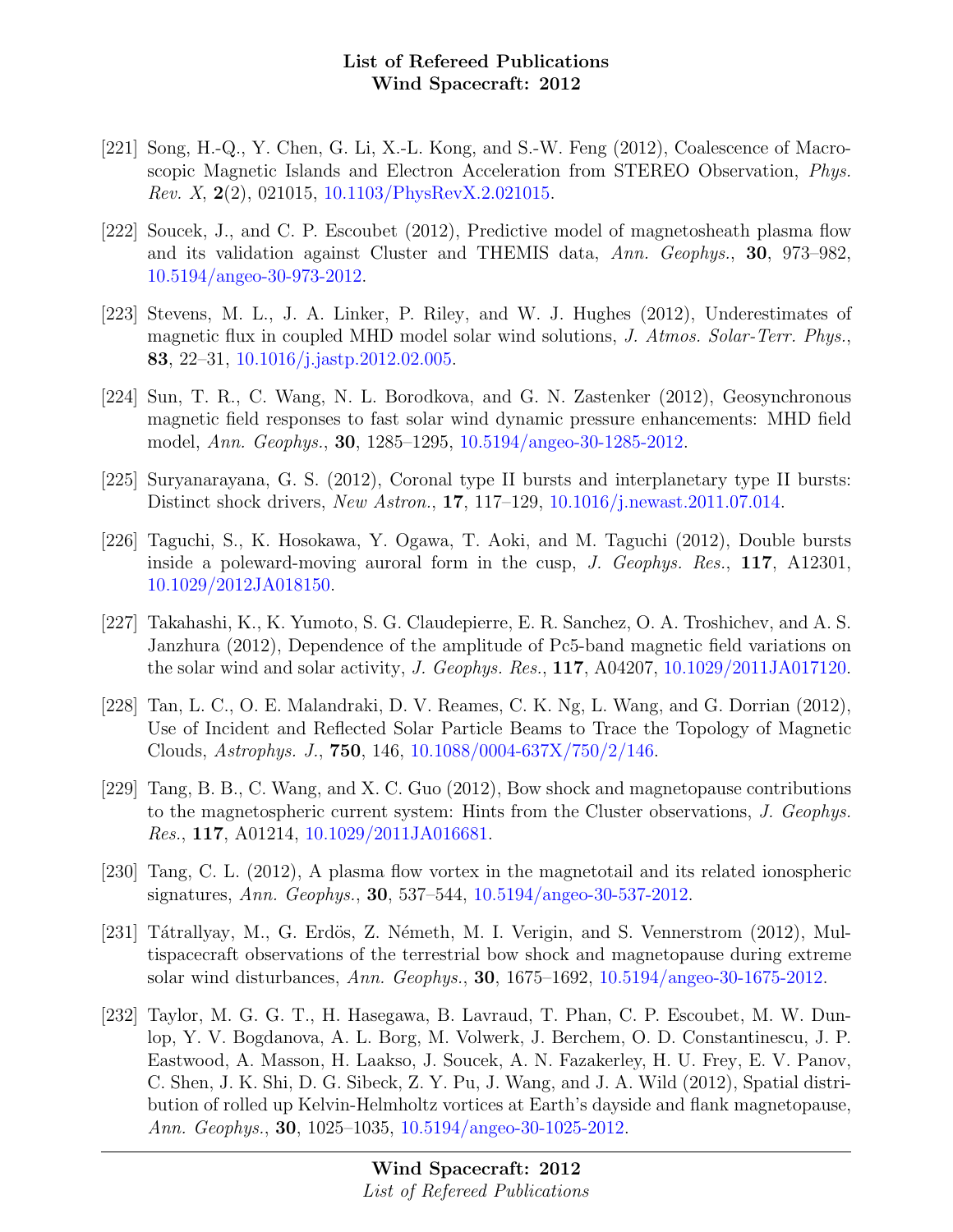[221] Song, H.-Q., Y. Chen, G. Li, X.-L. Kong, and S.-W. Feng (2012), Coalescence of Macroscopic Magnetic Islands and Electron Acceleration from STEREO Observation, *Phys. Rev. X*, **2**(2), 021015, 10.1103/PhysRevX.2.021015.

[222] Soucek, J., and C. P. Escoubet (2012), Predictive model of magnetosheath plasma flow and its validation against Cluster and THEMIS data, *Ann. Geophys.*, **30**, 973–982, 10.5194/angeo-30-973-2012.

[223] Stevens, M. L., J. A. Linker, P. Riley, and W. J. Hughes (2012), Underestimates of magnetic flux in coupled MHD model solar wind solutions, *J. Atmos. Solar-Terr. Phys.*, **83**, 22–31, 10.1016/j.jastp.2012.02.005.

[224] Sun, T. R., C. Wang, N. L. Borodkova, and G. N. Zastenker (2012), Geosynchronous magnetic field responses to fast solar wind dynamic pressure enhancements: MHD field model, *Ann. Geophys.*, **30**, 1285–1295, 10.5194/angeo-30-1285-2012.

[225] Suryanarayana, G. S. (2012), Coronal type II bursts and interplanetary type II bursts: Distinct shock drivers, *New Astron.*, **17**, 117–129, 10.1016/j.newast.2011.07.014.

[226] Taguchi, S., K. Hosokawa, Y. Ogawa, T. Aoki, and M. Taguchi (2012), Double bursts inside a poleward-moving auroral form in the cusp, *J. Geophys. Res.*, **117**, A12301, 10.1029/2012JA018150.

[227] Takahashi, K., K. Yumoto, S. G. Claudepierre, E. R. Sanchez, O. A. Troshichev, and A. S. Janzhura (2012), Dependence of the amplitude of Pc5-band magnetic field variations on the solar wind and solar activity, *J. Geophys. Res.*, **117**, A04207, 10.1029/2011JA017120.

[228] Tan, L. C., O. E. Malandraki, D. V. Reames, C. K. Ng, L. Wang, and G. Dorrian (2012), Use of Incident and Reflected Solar Particle Beams to Trace the Topology of Magnetic Clouds, *Astrophys. J.*, **750**, 146, 10.1088/0004-637X/750/2/146.

[229] Tang, B. B., C. Wang, and X. C. Guo (2012), Bow shock and magnetopause contributions to the magnetospheric current system: Hints from the Cluster observations, *J. Geophys. Res.*, **117**, A01214, 10.1029/2011JA016681.

[230] Tang, C. L. (2012), A plasma flow vortex in the magnetotail and its related ionospheric signatures, *Ann. Geophys.*, **30**, 537–544, 10.5194/angeo-30-537-2012.

[231] Tátrallyay, M., G. Erdös, Z. Németh, M. I. Verigin, and S. Vennerstrom (2012), Multispacecraft observations of the terrestrial bow shock and magnetopause during extreme solar wind disturbances, *Ann. Geophys.*, **30**, 1675–1692, 10.5194/angeo-30-1675-2012.

[232] Taylor, M. G. G. T., H. Hasegawa, B. Lavraud, T. Phan, C. P. Escoubet, M. W. Dunlop, Y. V. Bogdanova, A. L. Borg, M. Volwerk, J. Berchem, O. D. Constantinescu, J. P. Eastwood, A. Masson, H. Laakso, J. Soucek, A. N. Fazakerley, H. U. Frey, E. V. Panov, C. Shen, J. K. Shi, D. G. Sibeck, Z. Y. Pu, J. Wang, and J. A. Wild (2012), Spatial distribution of rolled up Kelvin-Helmholtz vortices at Earth's dayside and flank magnetopause, *Ann. Geophys.*, **30**, 1025–1035, 10.5194/angeo-30-1025-2012.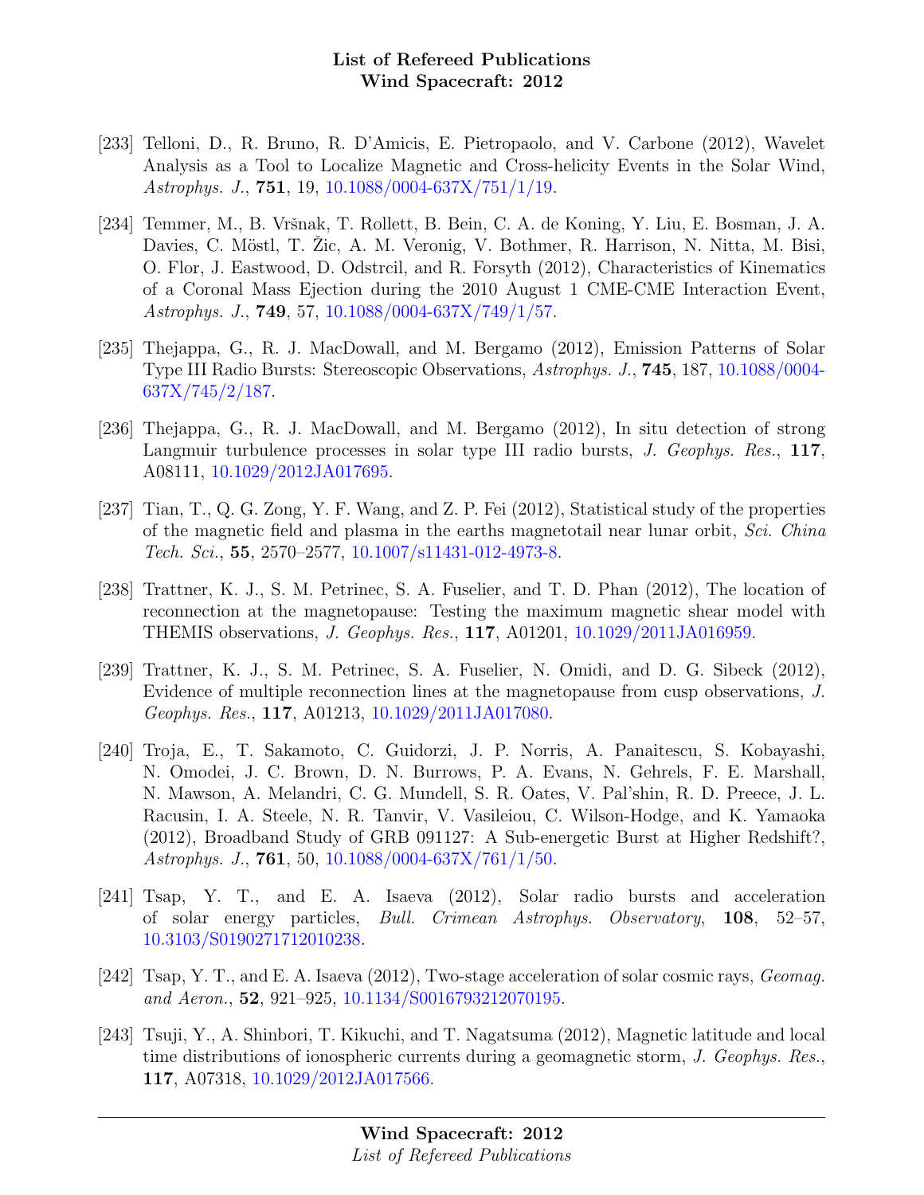[233] Telloni, D., R. Bruno, R. D'Amicis, E. Pietropaolo, and V. Carbone (2012), Wavelet Analysis as a Tool to Localize Magnetic and Cross-helicity Events in the Solar Wind, *Astrophys. J.*, **751**, 19, 10.1088/0004-637X/751/1/19.

[234] Temmer, M., B. Vršnak, T. Rollett, B. Bein, C. A. de Koning, Y. Liu, E. Bosman, J. A. Davies, C. Möstl, T. Žic, A. M. Veronig, V. Bothmer, R. Harrison, N. Nitta, M. Bisi, O. Flor, J. Eastwood, D. Odstrcil, and R. Forsyth (2012), Characteristics of Kinematics of a Coronal Mass Ejection during the 2010 August 1 CME-CME Interaction Event, *Astrophys. J.*, **749**, 57, 10.1088/0004-637X/749/1/57.

[235] Thejappa, G., R. J. MacDowall, and M. Bergamo (2012), Emission Patterns of Solar Type III Radio Bursts: Stereoscopic Observations, *Astrophys. J.*, **745**, 187, 10.1088/0004-637X/745/2/187.

[236] Thejappa, G., R. J. MacDowall, and M. Bergamo (2012), In situ detection of strong Langmuir turbulence processes in solar type III radio bursts, *J. Geophys. Res.*, **117**, A08111, 10.1029/2012JA017695.

[237] Tian, T., Q. G. Zong, Y. F. Wang, and Z. P. Fei (2012), Statistical study of the properties of the magnetic field and plasma in the earths magnetotail near lunar orbit, *Sci. China Tech. Sci.*, **55**, 2570–2577, 10.1007/s11431-012-4973-8.

[238] Trattner, K. J., S. M. Petrinec, S. A. Fuselier, and T. D. Phan (2012), The location of reconnection at the magnetopause: Testing the maximum magnetic shear model with THEMIS observations, *J. Geophys. Res.*, **117**, A01201, 10.1029/2011JA016959.

[239] Trattner, K. J., S. M. Petrinec, S. A. Fuselier, N. Omidi, and D. G. Sibeck (2012), Evidence of multiple reconnection lines at the magnetopause from cusp observations, *J. Geophys. Res.*, **117**, A01213, 10.1029/2011JA017080.

[240] Troja, E., T. Sakamoto, C. Guidorzi, J. P. Norris, A. Panaitescu, S. Kobayashi, N. Omodei, J. C. Brown, D. N. Burrows, P. A. Evans, N. Gehrels, F. E. Marshall, N. Mawson, A. Melandri, C. G. Mundell, S. R. Oates, V. Pal'shin, R. D. Preece, J. L. Racusin, I. A. Steele, N. R. Tanvir, V. Vasileiou, C. Wilson-Hodge, and K. Yamaoka (2012), Broadband Study of GRB 091127: A Sub-energetic Burst at Higher Redshift?, *Astrophys. J.*, **761**, 50, 10.1088/0004-637X/761/1/50.

[241] Tsap, Y. T., and E. A. Isaeva (2012), Solar radio bursts and acceleration of solar energy particles, *Bull. Crimean Astrophys. Observatory*, **108**, 52–57, 10.3103/S0190271712010238.

[242] Tsap, Y. T., and E. A. Isaeva (2012), Two-stage acceleration of solar cosmic rays, *Geomag. and Aeron.*, **52**, 921–925, 10.1134/S0016793212070195.

[243] Tsuji, Y., A. Shinbori, T. Kikuchi, and T. Nagatsuma (2012), Magnetic latitude and local time distributions of ionospheric currents during a geomagnetic storm, *J. Geophys. Res.*, **117**, A07318, 10.1029/2012JA017566.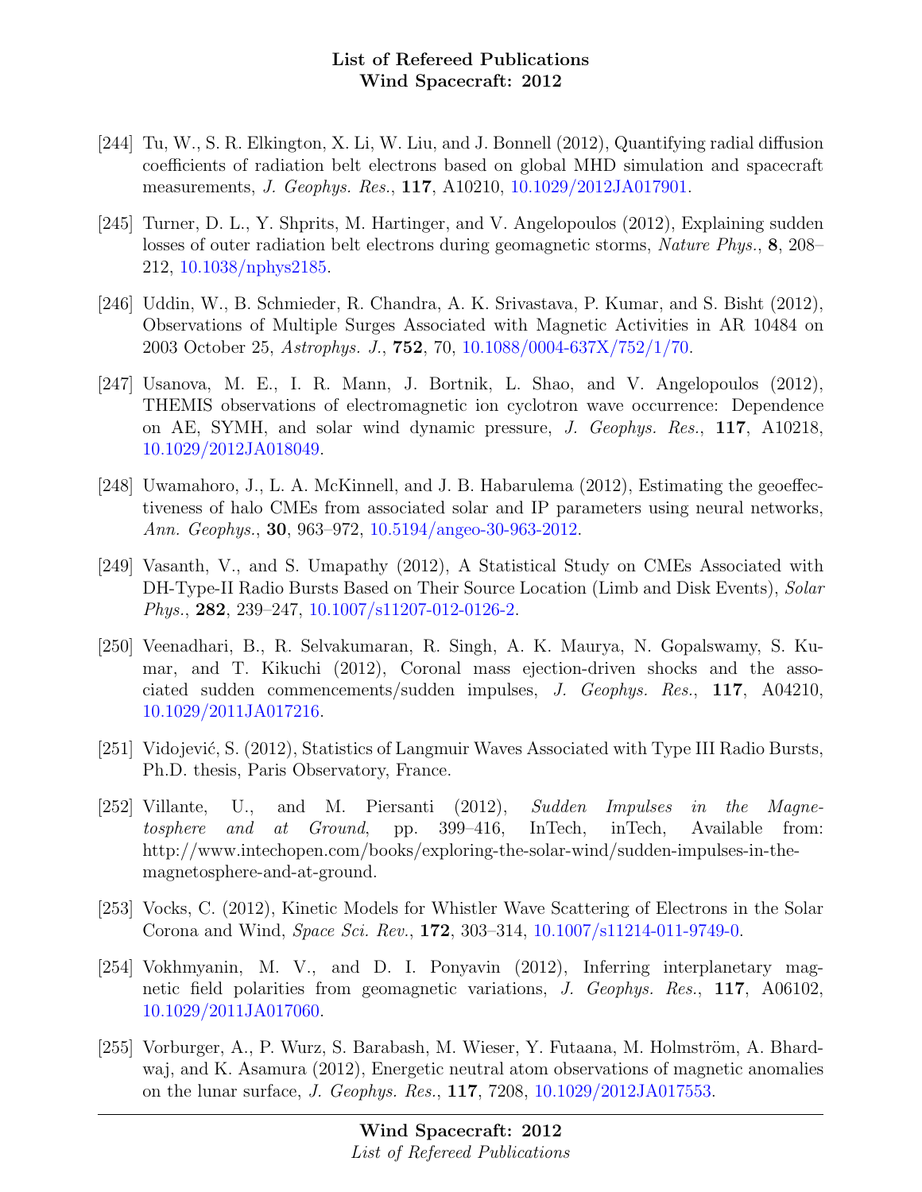[244] Tu, W., S. R. Elkington, X. Li, W. Liu, and J. Bonnell (2012), Quantifying radial diffusion coefficients of radiation belt electrons based on global MHD simulation and spacecraft measurements, *J. Geophys. Res.*, **117**, A10210, 10.1029/2012JA017901.

[245] Turner, D. L., Y. Shprits, M. Hartinger, and V. Angelopoulos (2012), Explaining sudden losses of outer radiation belt electrons during geomagnetic storms, *Nature Phys.*, **8**, 208–212, 10.1038/nphys2185.

[246] Uddin, W., B. Schmieder, R. Chandra, A. K. Srivastava, P. Kumar, and S. Bisht (2012), Observations of Multiple Surges Associated with Magnetic Activities in AR 10484 on 2003 October 25, *Astrophys. J.*, **752**, 70, 10.1088/0004-637X/752/1/70.

[247] Usanova, M. E., I. R. Mann, J. Bortnik, L. Shao, and V. Angelopoulos (2012), THEMIS observations of electromagnetic ion cyclotron wave occurrence: Dependence on AE, SYMH, and solar wind dynamic pressure, *J. Geophys. Res.*, **117**, A10218, 10.1029/2012JA018049.

[248] Uwamahoro, J., L. A. McKinnell, and J. B. Habarulema (2012), Estimating the geoeffectiveness of halo CMEs from associated solar and IP parameters using neural networks, *Ann. Geophys.*, **30**, 963–972, 10.5194/angeo-30-963-2012.

[249] Vasanth, V., and S. Umapathy (2012), A Statistical Study on CMEs Associated with DH-Type-II Radio Bursts Based on Their Source Location (Limb and Disk Events), *Solar Phys.*, **282**, 239–247, 10.1007/s11207-012-0126-2.

[250] Veenadhari, B., R. Selvakumaran, R. Singh, A. K. Maurya, N. Gopalswamy, S. Kumar, and T. Kikuchi (2012), Coronal mass ejection-driven shocks and the associated sudden commencements/sudden impulses, *J. Geophys. Res.*, **117**, A04210, 10.1029/2011JA017216.

[251] Vidojević, S. (2012), Statistics of Langmuir Waves Associated with Type III Radio Bursts, Ph.D. thesis, Paris Observatory, France.

[252] Villante, U., and M. Piersanti (2012), *Sudden Impulses in the Magnetosphere and at Ground*, pp. 399–416, InTech, inTech, Available from: http://www.intechopen.com/books/exploring-the-solar-wind/sudden-impulses-in-the-magnetosphere-and-at-ground.

[253] Vocks, C. (2012), Kinetic Models for Whistler Wave Scattering of Electrons in the Solar Corona and Wind, *Space Sci. Rev.*, **172**, 303–314, 10.1007/s11214-011-9749-0.

[254] Vokhmyanin, M. V., and D. I. Ponyavin (2012), Inferring interplanetary magnetic field polarities from geomagnetic variations, *J. Geophys. Res.*, **117**, A06102, 10.1029/2011JA017060.

[255] Vorburger, A., P. Wurz, S. Barabash, M. Wieser, Y. Futaana, M. Holmström, A. Bhardwaj, and K. Asamura (2012), Energetic neutral atom observations of magnetic anomalies on the lunar surface, *J. Geophys. Res.*, **117**, 7208, 10.1029/2012JA017553.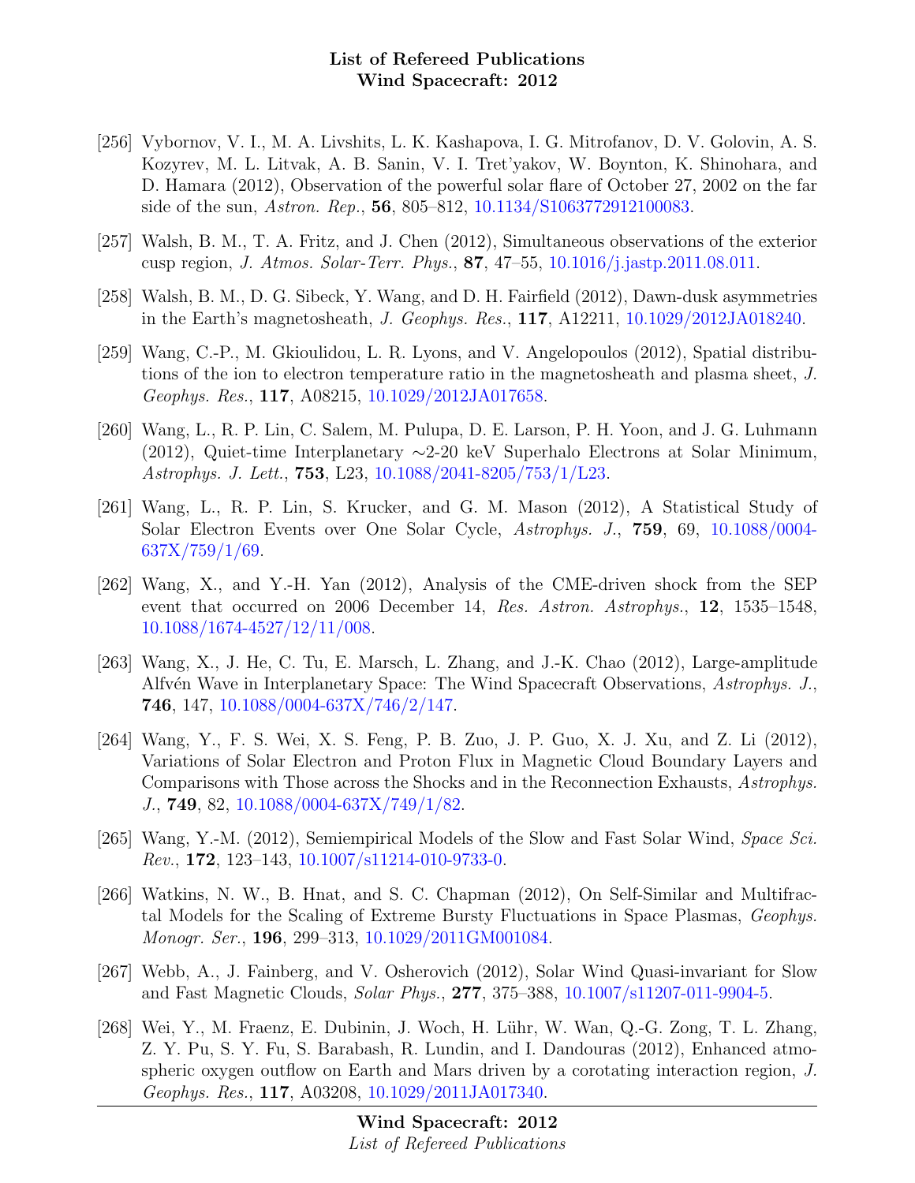[256] Vybornov, V. I., M. A. Livshits, L. K. Kashapova, I. G. Mitrofanov, D. V. Golovin, A. S. Kozyrev, M. L. Litvak, A. B. Sanin, V. I. Tret'yakov, W. Boynton, K. Shinohara, and D. Hamara (2012), Observation of the powerful solar flare of October 27, 2002 on the far side of the sun, *Astron. Rep.*, **56**, 805–812, 10.1134/S1063772912100083.

[257] Walsh, B. M., T. A. Fritz, and J. Chen (2012), Simultaneous observations of the exterior cusp region, *J. Atmos. Solar-Terr. Phys.*, **87**, 47–55, 10.1016/j.jastp.2011.08.011.

[258] Walsh, B. M., D. G. Sibeck, Y. Wang, and D. H. Fairfield (2012), Dawn-dusk asymmetries in the Earth's magnetosheath, *J. Geophys. Res.*, **117**, A12211, 10.1029/2012JA018240.

[259] Wang, C.-P., M. Gkioulidou, L. R. Lyons, and V. Angelopoulos (2012), Spatial distributions of the ion to electron temperature ratio in the magnetosheath and plasma sheet, *J. Geophys. Res.*, **117**, A08215, 10.1029/2012JA017658.

[260] Wang, L., R. P. Lin, C. Salem, M. Pulupa, D. E. Larson, P. H. Yoon, and J. G. Luhmann (2012), Quiet-time Interplanetary ∼2-20 keV Superhalo Electrons at Solar Minimum, *Astrophys. J. Lett.*, **753**, L23, 10.1088/2041-8205/753/1/L23.

[261] Wang, L., R. P. Lin, S. Krucker, and G. M. Mason (2012), A Statistical Study of Solar Electron Events over One Solar Cycle, *Astrophys. J.*, **759**, 69, 10.1088/0004-637X/759/1/69.

[262] Wang, X., and Y.-H. Yan (2012), Analysis of the CME-driven shock from the SEP event that occurred on 2006 December 14, *Res. Astron. Astrophys.*, **12**, 1535–1548, 10.1088/1674-4527/12/11/008.

[263] Wang, X., J. He, C. Tu, E. Marsch, L. Zhang, and J.-K. Chao (2012), Large-amplitude Alfvén Wave in Interplanetary Space: The Wind Spacecraft Observations, *Astrophys. J.*, **746**, 147, 10.1088/0004-637X/746/2/147.

[264] Wang, Y., F. S. Wei, X. S. Feng, P. B. Zuo, J. P. Guo, X. J. Xu, and Z. Li (2012), Variations of Solar Electron and Proton Flux in Magnetic Cloud Boundary Layers and Comparisons with Those across the Shocks and in the Reconnection Exhausts, *Astrophys. J.*, **749**, 82, 10.1088/0004-637X/749/1/82.

[265] Wang, Y.-M. (2012), Semiempirical Models of the Slow and Fast Solar Wind, *Space Sci. Rev.*, **172**, 123–143, 10.1007/s11214-010-9733-0.

[266] Watkins, N. W., B. Hnat, and S. C. Chapman (2012), On Self-Similar and Multifractal Models for the Scaling of Extreme Bursty Fluctuations in Space Plasmas, *Geophys. Monogr. Ser.*, **196**, 299–313, 10.1029/2011GM001084.

[267] Webb, A., J. Fainberg, and V. Osherovich (2012), Solar Wind Quasi-invariant for Slow and Fast Magnetic Clouds, *Solar Phys.*, **277**, 375–388, 10.1007/s11207-011-9904-5.

[268] Wei, Y., M. Fraenz, E. Dubinin, J. Woch, H. Lühr, W. Wan, Q.-G. Zong, T. L. Zhang, Z. Y. Pu, S. Y. Fu, S. Barabash, R. Lundin, and I. Dandouras (2012), Enhanced atmospheric oxygen outflow on Earth and Mars driven by a corotating interaction region, *J. Geophys. Res.*, **117**, A03208, 10.1029/2011JA017340.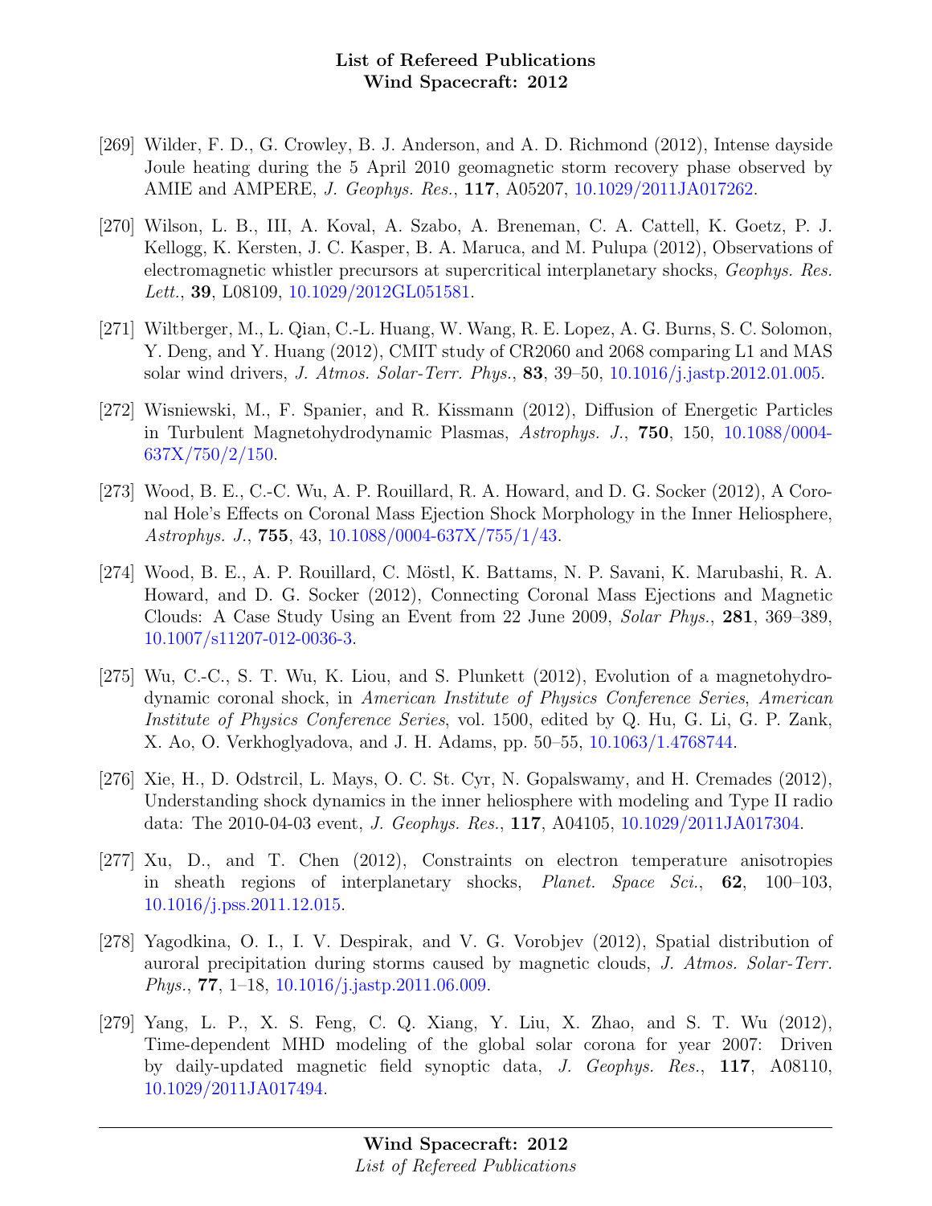[269] Wilder, F. D., G. Crowley, B. J. Anderson, and A. D. Richmond (2012), Intense dayside Joule heating during the 5 April 2010 geomagnetic storm recovery phase observed by AMIE and AMPERE, *J. Geophys. Res.*, **117**, A05207, 10.1029/2011JA017262.

[270] Wilson, L. B., III, A. Koval, A. Szabo, A. Breneman, C. A. Cattell, K. Goetz, P. J. Kellogg, K. Kersten, J. C. Kasper, B. A. Maruca, and M. Pulupa (2012), Observations of electromagnetic whistler precursors at supercritical interplanetary shocks, *Geophys. Res. Lett.*, **39**, L08109, 10.1029/2012GL051581.

[271] Wiltberger, M., L. Qian, C.-L. Huang, W. Wang, R. E. Lopez, A. G. Burns, S. C. Solomon, Y. Deng, and Y. Huang (2012), CMIT study of CR2060 and 2068 comparing L1 and MAS solar wind drivers, *J. Atmos. Solar-Terr. Phys.*, **83**, 39–50, 10.1016/j.jastp.2012.01.005.

[272] Wisniewski, M., F. Spanier, and R. Kissmann (2012), Diffusion of Energetic Particles in Turbulent Magnetohydrodynamic Plasmas, *Astrophys. J.*, **750**, 150, 10.1088/0004-637X/750/2/150.

[273] Wood, B. E., C.-C. Wu, A. P. Rouillard, R. A. Howard, and D. G. Socker (2012), A Coronal Hole's Effects on Coronal Mass Ejection Shock Morphology in the Inner Heliosphere, *Astrophys. J.*, **755**, 43, 10.1088/0004-637X/755/1/43.

[274] Wood, B. E., A. P. Rouillard, C. Möstl, K. Battams, N. P. Savani, K. Marubashi, R. A. Howard, and D. G. Socker (2012), Connecting Coronal Mass Ejections and Magnetic Clouds: A Case Study Using an Event from 22 June 2009, *Solar Phys.*, **281**, 369–389, 10.1007/s11207-012-0036-3.

[275] Wu, C.-C., S. T. Wu, K. Liou, and S. Plunkett (2012), Evolution of a magnetohydrodynamic coronal shock, in *American Institute of Physics Conference Series*, *American Institute of Physics Conference Series*, vol. 1500, edited by Q. Hu, G. Li, G. P. Zank, X. Ao, O. Verkhoglyadova, and J. H. Adams, pp. 50–55, 10.1063/1.4768744.

[276] Xie, H., D. Odstrcil, L. Mays, O. C. St. Cyr, N. Gopalswamy, and H. Cremades (2012), Understanding shock dynamics in the inner heliosphere with modeling and Type II radio data: The 2010-04-03 event, *J. Geophys. Res.*, **117**, A04105, 10.1029/2011JA017304.

[277] Xu, D., and T. Chen (2012), Constraints on electron temperature anisotropies in sheath regions of interplanetary shocks, *Planet. Space Sci.*, **62**, 100–103, 10.1016/j.pss.2011.12.015.

[278] Yagodkina, O. I., I. V. Despirak, and V. G. Vorobjev (2012), Spatial distribution of auroral precipitation during storms caused by magnetic clouds, *J. Atmos. Solar-Terr. Phys.*, **77**, 1–18, 10.1016/j.jastp.2011.06.009.

[279] Yang, L. P., X. S. Feng, C. Q. Xiang, Y. Liu, X. Zhao, and S. T. Wu (2012), Time-dependent MHD modeling of the global solar corona for year 2007: Driven by daily-updated magnetic field synoptic data, *J. Geophys. Res.*, **117**, A08110, 10.1029/2011JA017494.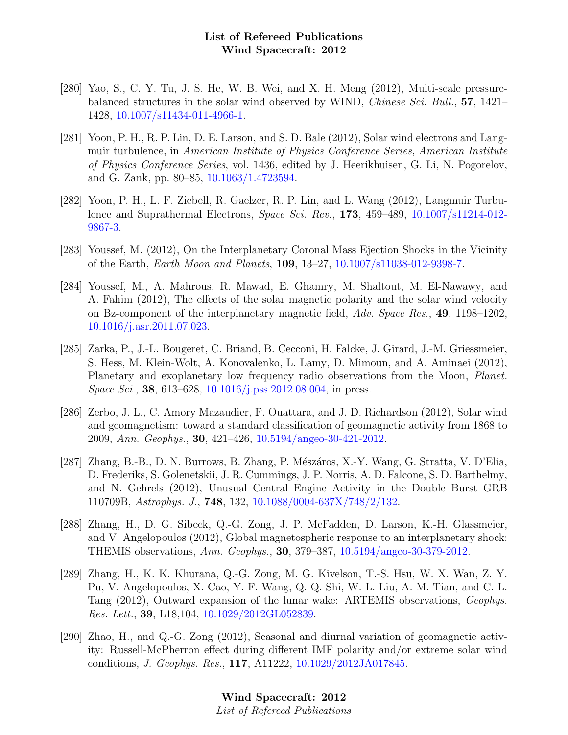[280] Yao, S., C. Y. Tu, J. S. He, W. B. Wei, and X. H. Meng (2012), Multi-scale pressure-balanced structures in the solar wind observed by WIND, *Chinese Sci. Bull.*, **57**, 1421–1428, 10.1007/s11434-011-4966-1.

[281] Yoon, P. H., R. P. Lin, D. E. Larson, and S. D. Bale (2012), Solar wind electrons and Langmuir turbulence, in *American Institute of Physics Conference Series*, *American Institute of Physics Conference Series*, vol. 1436, edited by J. Heerikhuisen, G. Li, N. Pogorelov, and G. Zank, pp. 80–85, 10.1063/1.4723594.

[282] Yoon, P. H., L. F. Ziebell, R. Gaelzer, R. P. Lin, and L. Wang (2012), Langmuir Turbulence and Suprathermal Electrons, *Space Sci. Rev.*, **173**, 459–489, 10.1007/s11214-012-9867-3.

[283] Youssef, M. (2012), On the Interplanetary Coronal Mass Ejection Shocks in the Vicinity of the Earth, *Earth Moon and Planets*, **109**, 13–27, 10.1007/s11038-012-9398-7.

[284] Youssef, M., A. Mahrous, R. Mawad, E. Ghamry, M. Shaltout, M. El-Nawawy, and A. Fahim (2012), The effects of the solar magnetic polarity and the solar wind velocity on Bz-component of the interplanetary magnetic field, *Adv. Space Res.*, **49**, 1198–1202, 10.1016/j.asr.2011.07.023.

[285] Zarka, P., J.-L. Bougeret, C. Briand, B. Cecconi, H. Falcke, J. Girard, J.-M. Griessmeier, S. Hess, M. Klein-Wolt, A. Konovalenko, L. Lamy, D. Mimoun, and A. Aminaei (2012), Planetary and exoplanetary low frequency radio observations from the Moon, *Planet. Space Sci.*, **38**, 613–628, 10.1016/j.pss.2012.08.004, in press.

[286] Zerbo, J. L., C. Amory Mazaudier, F. Ouattara, and J. D. Richardson (2012), Solar wind and geomagnetism: toward a standard classification of geomagnetic activity from 1868 to 2009, *Ann. Geophys.*, **30**, 421–426, 10.5194/angeo-30-421-2012.

[287] Zhang, B.-B., D. N. Burrows, B. Zhang, P. Mészáros, X.-Y. Wang, G. Stratta, V. D'Elia, D. Frederiks, S. Golenetskii, J. R. Cummings, J. P. Norris, A. D. Falcone, S. D. Barthelmy, and N. Gehrels (2012), Unusual Central Engine Activity in the Double Burst GRB 110709B, *Astrophys. J.*, **748**, 132, 10.1088/0004-637X/748/2/132.

[288] Zhang, H., D. G. Sibeck, Q.-G. Zong, J. P. McFadden, D. Larson, K.-H. Glassmeier, and V. Angelopoulos (2012), Global magnetospheric response to an interplanetary shock: THEMIS observations, *Ann. Geophys.*, **30**, 379–387, 10.5194/angeo-30-379-2012.

[289] Zhang, H., K. K. Khurana, Q.-G. Zong, M. G. Kivelson, T.-S. Hsu, W. X. Wan, Z. Y. Pu, V. Angelopoulos, X. Cao, Y. F. Wang, Q. Q. Shi, W. L. Liu, A. M. Tian, and C. L. Tang (2012), Outward expansion of the lunar wake: ARTEMIS observations, *Geophys. Res. Lett.*, **39**, L18,104, 10.1029/2012GL052839.

[290] Zhao, H., and Q.-G. Zong (2012), Seasonal and diurnal variation of geomagnetic activity: Russell-McPherron effect during different IMF polarity and/or extreme solar wind conditions, *J. Geophys. Res.*, **117**, A11222, 10.1029/2012JA017845.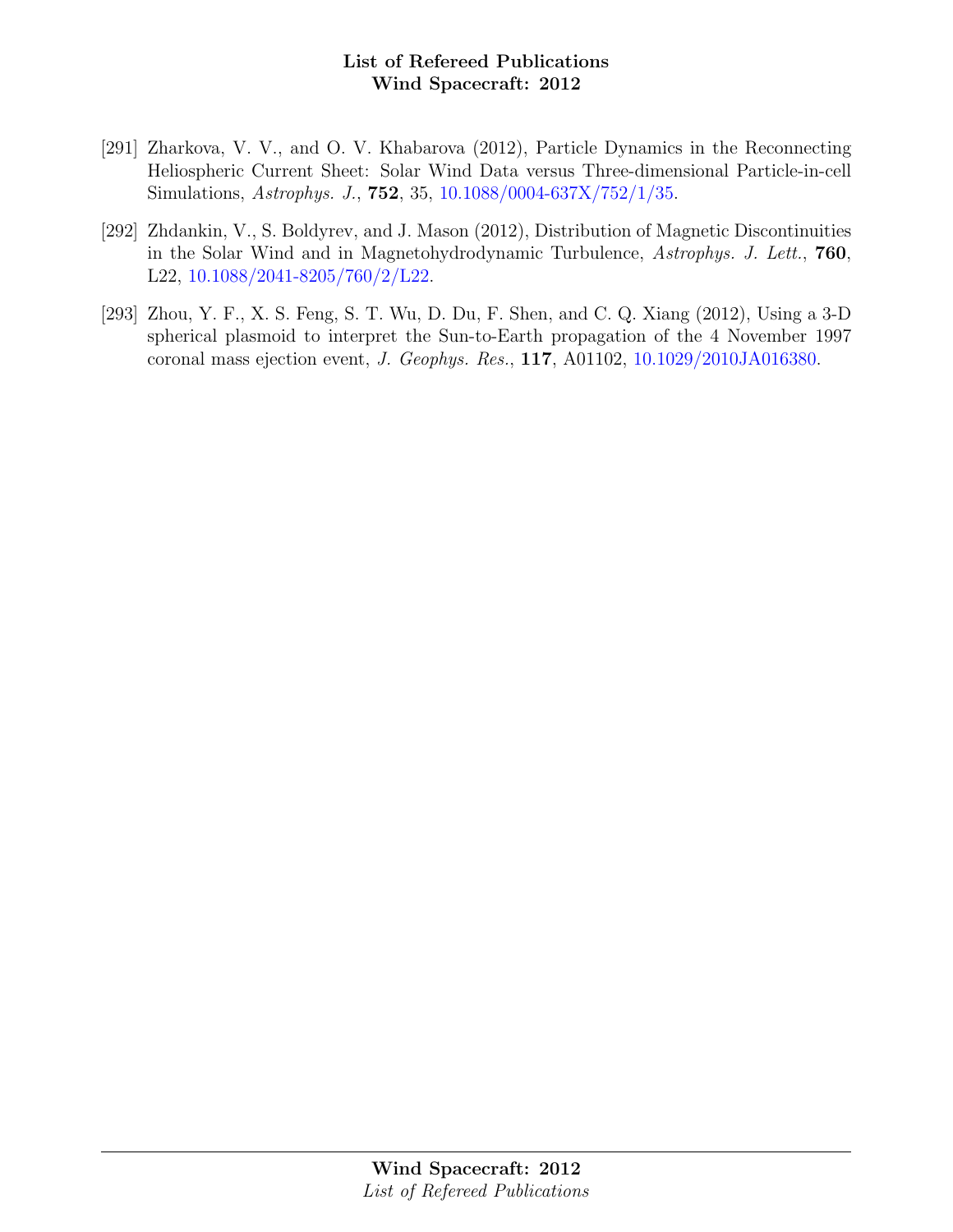[291] Zharkova, V. V., and O. V. Khabarova (2012), Particle Dynamics in the Reconnecting Heliospheric Current Sheet: Solar Wind Data versus Three-dimensional Particle-in-cell Simulations, *Astrophys. J.*, **752**, 35, 10.1088/0004-637X/752/1/35.

[292] Zhdankin, V., S. Boldyrev, and J. Mason (2012), Distribution of Magnetic Discontinuities in the Solar Wind and in Magnetohydrodynamic Turbulence, *Astrophys. J. Lett.*, **760**, L22, 10.1088/2041-8205/760/2/L22.

[293] Zhou, Y. F., X. S. Feng, S. T. Wu, D. Du, F. Shen, and C. Q. Xiang (2012), Using a 3-D spherical plasmoid to interpret the Sun-to-Earth propagation of the 4 November 1997 coronal mass ejection event, *J. Geophys. Res.*, **117**, A01102, 10.1029/2010JA016380.